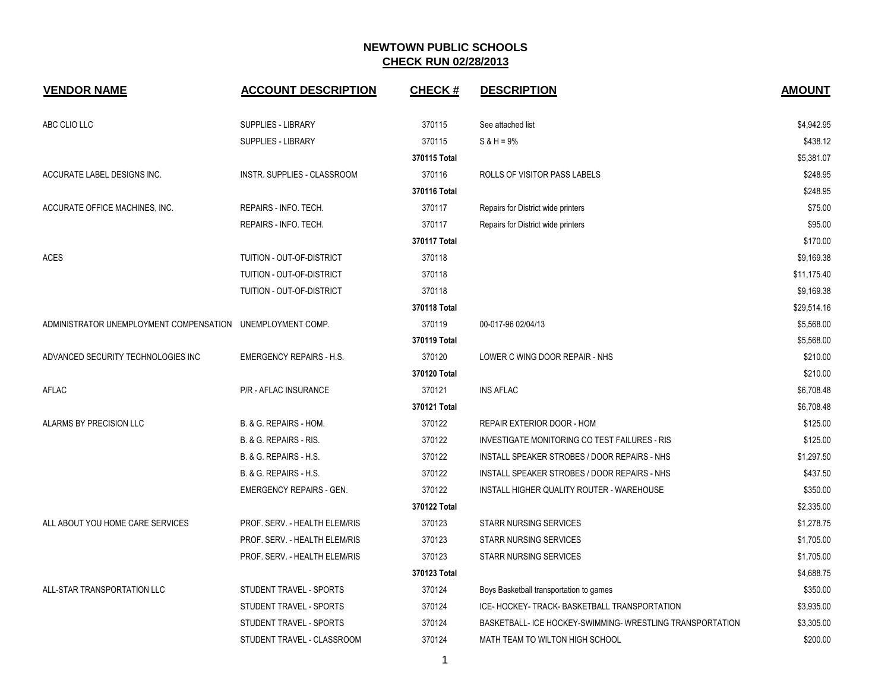# NEWTOWN PUBLIC SCHOOLS

## CHECK RUN 02/28/2013

| VENDOR NAME | ACCOUNT DESCRIPTION | CHECK # | DESCRIPTION | AMOUNT |
|---|---|---|---|---|
| ABC CLIO LLC | SUPPLIES - LIBRARY | 370115 | See attached list | $4,942.95 |
| | SUPPLIES - LIBRARY | 370115 | S & H = 9% | $438.12 |
| | | 370115 Total | | $5,381.07 |
| ACCURATE LABEL DESIGNS INC. | INSTR. SUPPLIES - CLASSROOM | 370116 | ROLLS OF VISITOR PASS LABELS | $248.95 |
| | | 370116 Total | | $248.95 |
| ACCURATE OFFICE MACHINES, INC. | REPAIRS - INFO. TECH. | 370117 | Repairs for District wide printers | $75.00 |
| | REPAIRS - INFO. TECH. | 370117 | Repairs for District wide printers | $95.00 |
| | | 370117 Total | | $170.00 |
| ACES | TUITION - OUT-OF-DISTRICT | 370118 | | $9,169.38 |
| | TUITION - OUT-OF-DISTRICT | 370118 | | $11,175.40 |
| | TUITION - OUT-OF-DISTRICT | 370118 | | $9,169.38 |
| | | 370118 Total | | $29,514.16 |
| ADMINISTRATOR UNEMPLOYMENT COMPENSATION | UNEMPLOYMENT COMP. | 370119 | 00-017-96 02/04/13 | $5,568.00 |
| | | 370119 Total | | $5,568.00 |
| ADVANCED SECURITY TECHNOLOGIES INC | EMERGENCY REPAIRS - H.S. | 370120 | LOWER C WING DOOR REPAIR - NHS | $210.00 |
| | | 370120 Total | | $210.00 |
| AFLAC | P/R - AFLAC INSURANCE | 370121 | INS AFLAC | $6,708.48 |
| | | 370121 Total | | $6,708.48 |
| ALARMS BY PRECISION LLC | B. & G. REPAIRS - HOM. | 370122 | REPAIR EXTERIOR DOOR - HOM | $125.00 |
| | B. & G. REPAIRS - RIS. | 370122 | INVESTIGATE MONITORING CO TEST FAILURES - RIS | $125.00 |
| | B. & G. REPAIRS - H.S. | 370122 | INSTALL SPEAKER STROBES / DOOR REPAIRS - NHS | $1,297.50 |
| | B. & G. REPAIRS - H.S. | 370122 | INSTALL SPEAKER STROBES / DOOR REPAIRS - NHS | $437.50 |
| | EMERGENCY REPAIRS - GEN. | 370122 | INSTALL HIGHER QUALITY ROUTER - WAREHOUSE | $350.00 |
| | | 370122 Total | | $2,335.00 |
| ALL ABOUT YOU HOME CARE SERVICES | PROF. SERV. - HEALTH ELEM/RIS | 370123 | STARR NURSING SERVICES | $1,278.75 |
| | PROF. SERV. - HEALTH ELEM/RIS | 370123 | STARR NURSING SERVICES | $1,705.00 |
| | PROF. SERV. - HEALTH ELEM/RIS | 370123 | STARR NURSING SERVICES | $1,705.00 |
| | | 370123 Total | | $4,688.75 |
| ALL-STAR TRANSPORTATION LLC | STUDENT TRAVEL - SPORTS | 370124 | Boys Basketball transportation to games | $350.00 |
| | STUDENT TRAVEL - SPORTS | 370124 | ICE- HOCKEY- TRACK- BASKETBALL TRANSPORTATION | $3,935.00 |
| | STUDENT TRAVEL - SPORTS | 370124 | BASKETBALL- ICE HOCKEY-SWIMMING- WRESTLING TRANSPORTATION | $3,305.00 |
| | STUDENT TRAVEL - CLASSROOM | 370124 | MATH TEAM TO WILTON HIGH SCHOOL | $200.00 |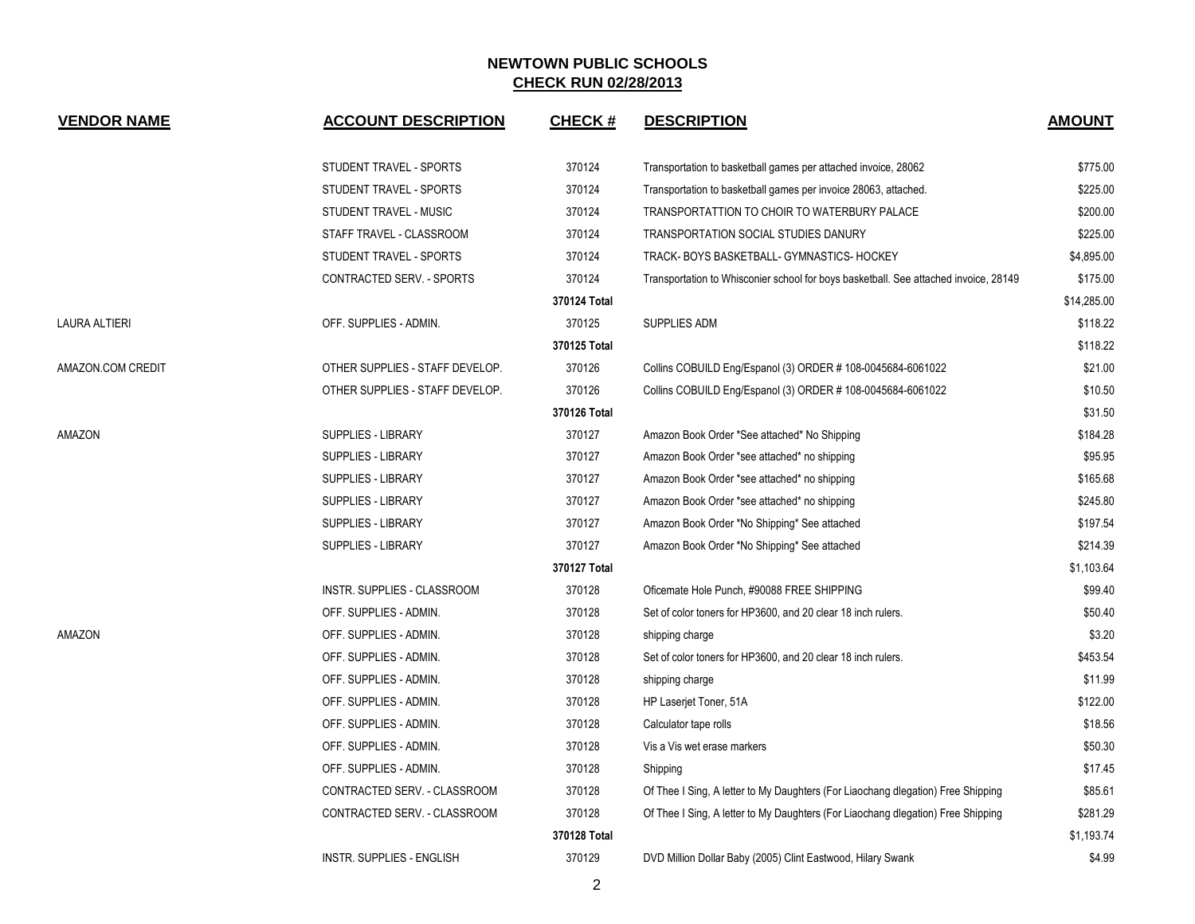## NEWTOWN PUBLIC SCHOOLS
## CHECK RUN 02/28/2013

| VENDOR NAME | ACCOUNT DESCRIPTION | CHECK # | DESCRIPTION | AMOUNT |
|---|---|---|---|---|
| | STUDENT TRAVEL - SPORTS | 370124 | Transportation to basketball games per attached invoice, 28062 | $775.00 |
| | STUDENT TRAVEL - SPORTS | 370124 | Transportation to basketball games per invoice 28063, attached. | $225.00 |
| | STUDENT TRAVEL - MUSIC | 370124 | TRANSPORTATTION TO CHOIR TO WATERBURY PALACE | $200.00 |
| | STAFF TRAVEL - CLASSROOM | 370124 | TRANSPORTATION SOCIAL STUDIES DANURY | $225.00 |
| | STUDENT TRAVEL - SPORTS | 370124 | TRACK- BOYS BASKETBALL- GYMNASTICS- HOCKEY | $4,895.00 |
| | CONTRACTED SERV. - SPORTS | 370124 | Transportation to Whisconier school for boys basketball. See attached invoice, 28149 | $175.00 |
| | | 370124 Total | | $14,285.00 |
| LAURA ALTIERI | OFF. SUPPLIES - ADMIN. | 370125 | SUPPLIES ADM | $118.22 |
| | | 370125 Total | | $118.22 |
| AMAZON.COM CREDIT | OTHER SUPPLIES - STAFF DEVELOP. | 370126 | Collins COBUILD Eng/Espanol (3) ORDER # 108-0045684-6061022 | $21.00 |
| | OTHER SUPPLIES - STAFF DEVELOP. | 370126 | Collins COBUILD Eng/Espanol (3) ORDER # 108-0045684-6061022 | $10.50 |
| | | 370126 Total | | $31.50 |
| AMAZON | SUPPLIES - LIBRARY | 370127 | Amazon Book Order *See attached* No Shipping | $184.28 |
| | SUPPLIES - LIBRARY | 370127 | Amazon Book Order *see attached* no shipping | $95.95 |
| | SUPPLIES - LIBRARY | 370127 | Amazon Book Order *see attached* no shipping | $165.68 |
| | SUPPLIES - LIBRARY | 370127 | Amazon Book Order *see attached* no shipping | $245.80 |
| | SUPPLIES - LIBRARY | 370127 | Amazon Book Order *No Shipping* See attached | $197.54 |
| | SUPPLIES - LIBRARY | 370127 | Amazon Book Order *No Shipping* See attached | $214.39 |
| | | 370127 Total | | $1,103.64 |
| | INSTR. SUPPLIES - CLASSROOM | 370128 | Oficemate Hole Punch, #90088 FREE SHIPPING | $99.40 |
| | OFF. SUPPLIES - ADMIN. | 370128 | Set of color toners for HP3600, and 20 clear 18 inch rulers. | $50.40 |
| AMAZON | OFF. SUPPLIES - ADMIN. | 370128 | shipping charge | $3.20 |
| | OFF. SUPPLIES - ADMIN. | 370128 | Set of color toners for HP3600, and 20 clear 18 inch rulers. | $453.54 |
| | OFF. SUPPLIES - ADMIN. | 370128 | shipping charge | $11.99 |
| | OFF. SUPPLIES - ADMIN. | 370128 | HP Laserjet Toner, 51A | $122.00 |
| | OFF. SUPPLIES - ADMIN. | 370128 | Calculator tape rolls | $18.56 |
| | OFF. SUPPLIES - ADMIN. | 370128 | Vis a Vis wet erase markers | $50.30 |
| | OFF. SUPPLIES - ADMIN. | 370128 | Shipping | $17.45 |
| | CONTRACTED SERV. - CLASSROOM | 370128 | Of Thee I Sing, A letter to My Daughters (For Liaochang dlegation) Free Shipping | $85.61 |
| | CONTRACTED SERV. - CLASSROOM | 370128 | Of Thee I Sing, A letter to My Daughters (For Liaochang dlegation) Free Shipping | $281.29 |
| | | 370128 Total | | $1,193.74 |
| | INSTR. SUPPLIES - ENGLISH | 370129 | DVD Million Dollar Baby (2005) Clint Eastwood, Hilary Swank | $4.99 |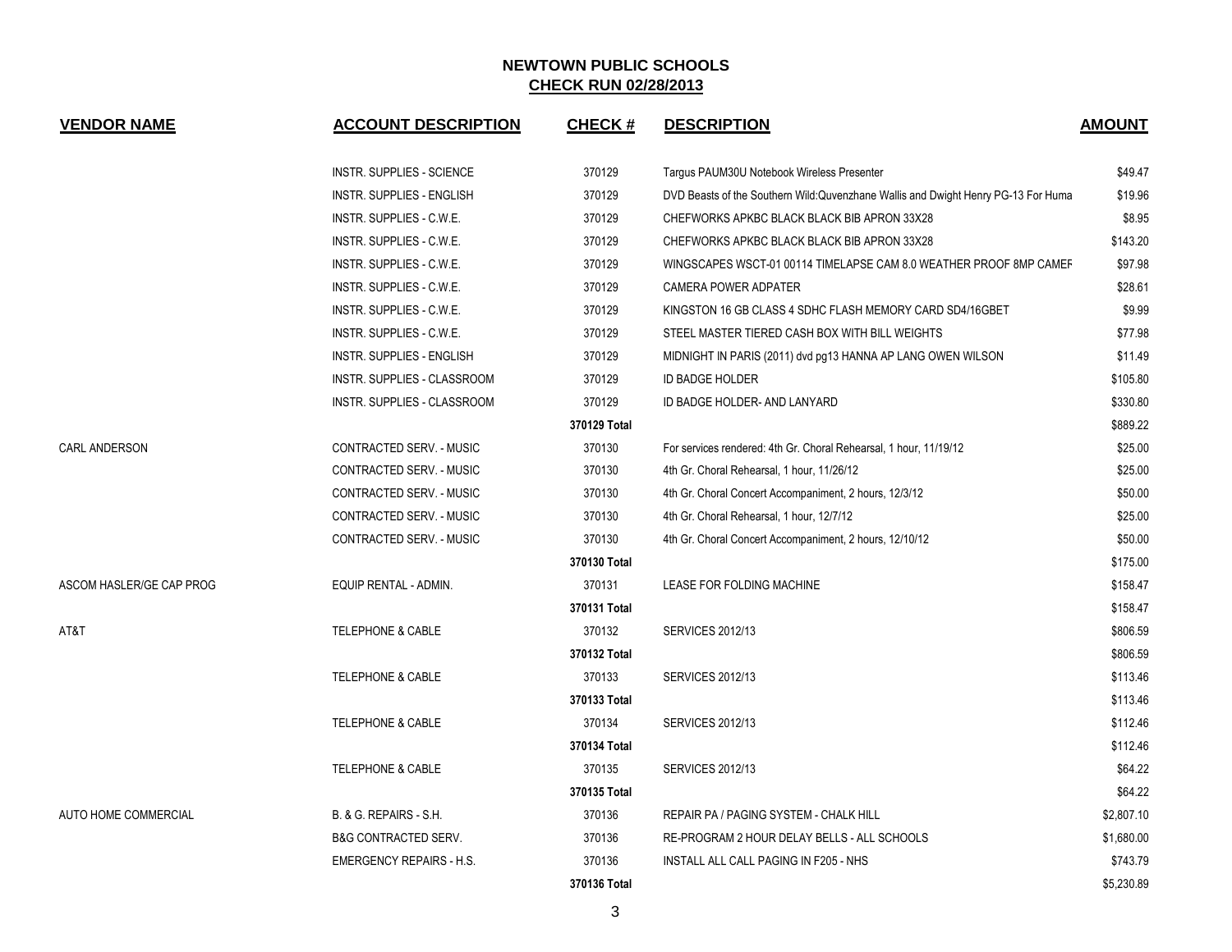## NEWTOWN PUBLIC SCHOOLS
## CHECK RUN 02/28/2013

| VENDOR NAME | ACCOUNT DESCRIPTION | CHECK # | DESCRIPTION | AMOUNT |
|---|---|---|---|---|
| | INSTR. SUPPLIES - SCIENCE | 370129 | Targus PAUM30U Notebook Wireless Presenter | $49.47 |
| | INSTR. SUPPLIES - ENGLISH | 370129 | DVD Beasts of the Southern Wild:Quvenzhane Wallis and Dwight Henry PG-13 For Huma | $19.96 |
| | INSTR. SUPPLIES - C.W.E. | 370129 | CHEFWORKS APKBC BLACK BLACK BIB APRON 33X28 | $8.95 |
| | INSTR. SUPPLIES - C.W.E. | 370129 | CHEFWORKS APKBC BLACK BLACK BIB APRON 33X28 | $143.20 |
| | INSTR. SUPPLIES - C.W.E. | 370129 | WINGSCAPES WSCT-01 00114 TIMELAPSE CAM 8.0 WEATHER PROOF 8MP CAMEF | $97.98 |
| | INSTR. SUPPLIES - C.W.E. | 370129 | CAMERA POWER ADPATER | $28.61 |
| | INSTR. SUPPLIES - C.W.E. | 370129 | KINGSTON 16 GB CLASS 4 SDHC FLASH MEMORY CARD SD4/16GBET | $9.99 |
| | INSTR. SUPPLIES - C.W.E. | 370129 | STEEL MASTER TIERED CASH BOX WITH BILL WEIGHTS | $77.98 |
| | INSTR. SUPPLIES - ENGLISH | 370129 | MIDNIGHT IN PARIS (2011) dvd pg13 HANNA AP LANG OWEN WILSON | $11.49 |
| | INSTR. SUPPLIES - CLASSROOM | 370129 | ID BADGE HOLDER | $105.80 |
| | INSTR. SUPPLIES - CLASSROOM | 370129 | ID BADGE HOLDER- AND LANYARD | $330.80 |
| | | **370129 Total** | | $889.22 |
| CARL ANDERSON | CONTRACTED SERV. - MUSIC | 370130 | For services rendered: 4th Gr. Choral Rehearsal, 1 hour, 11/19/12 | $25.00 |
| | CONTRACTED SERV. - MUSIC | 370130 | 4th Gr. Choral Rehearsal, 1 hour, 11/26/12 | $25.00 |
| | CONTRACTED SERV. - MUSIC | 370130 | 4th Gr. Choral Concert Accompaniment, 2 hours, 12/3/12 | $50.00 |
| | CONTRACTED SERV. - MUSIC | 370130 | 4th Gr. Choral Rehearsal, 1 hour, 12/7/12 | $25.00 |
| | CONTRACTED SERV. - MUSIC | 370130 | 4th Gr. Choral Concert Accompaniment, 2 hours, 12/10/12 | $50.00 |
| | | **370130 Total** | | $175.00 |
| ASCOM HASLER/GE CAP PROG | EQUIP RENTAL - ADMIN. | 370131 | LEASE FOR FOLDING MACHINE | $158.47 |
| | | **370131 Total** | | $158.47 |
| AT&T | TELEPHONE & CABLE | 370132 | SERVICES 2012/13 | $806.59 |
| | | **370132 Total** | | $806.59 |
| | TELEPHONE & CABLE | 370133 | SERVICES 2012/13 | $113.46 |
| | | **370133 Total** | | $113.46 |
| | TELEPHONE & CABLE | 370134 | SERVICES 2012/13 | $112.46 |
| | | **370134 Total** | | $112.46 |
| | TELEPHONE & CABLE | 370135 | SERVICES 2012/13 | $64.22 |
| | | **370135 Total** | | $64.22 |
| AUTO HOME COMMERCIAL | B. & G. REPAIRS - S.H. | 370136 | REPAIR PA / PAGING SYSTEM - CHALK HILL | $2,807.10 |
| | B&G CONTRACTED SERV. | 370136 | RE-PROGRAM 2 HOUR DELAY BELLS - ALL SCHOOLS | $1,680.00 |
| | EMERGENCY REPAIRS - H.S. | 370136 | INSTALL ALL CALL PAGING IN F205 - NHS | $743.79 |
| | | **370136 Total** | | $5,230.89 |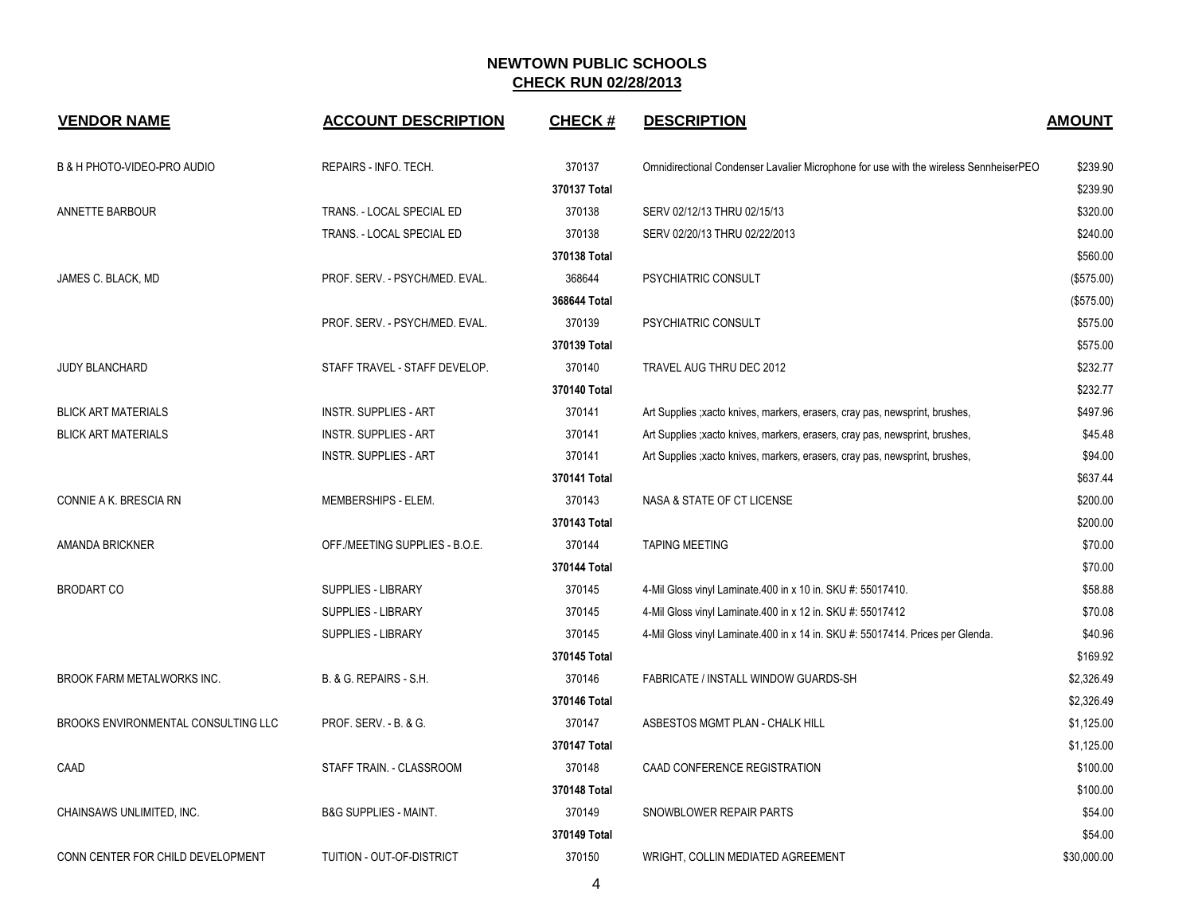## NEWTOWN PUBLIC SCHOOLS
**CHECK RUN 02/28/2013**

| VENDOR NAME | ACCOUNT DESCRIPTION | CHECK # | DESCRIPTION | AMOUNT |
|---|---|---|---|---|
| B & H PHOTO-VIDEO-PRO AUDIO | REPAIRS - INFO. TECH. | 370137 | Omnidirectional Condenser Lavalier Microphone for use with the wireless SennheiserPEO | $239.90 |
| | | 370137 Total | | $239.90 |
| ANNETTE BARBOUR | TRANS. - LOCAL SPECIAL ED | 370138 | SERV 02/12/13 THRU 02/15/13 | $320.00 |
| | TRANS. - LOCAL SPECIAL ED | 370138 | SERV 02/20/13 THRU 02/22/2013 | $240.00 |
| | | 370138 Total | | $560.00 |
| JAMES C. BLACK, MD | PROF. SERV. - PSYCH/MED. EVAL. | 368644 | PSYCHIATRIC CONSULT | ($575.00) |
| | | 368644 Total | | ($575.00) |
| | PROF. SERV. - PSYCH/MED. EVAL. | 370139 | PSYCHIATRIC CONSULT | $575.00 |
| | | 370139 Total | | $575.00 |
| JUDY BLANCHARD | STAFF TRAVEL - STAFF DEVELOP. | 370140 | TRAVEL AUG THRU DEC 2012 | $232.77 |
| | | 370140 Total | | $232.77 |
| BLICK ART MATERIALS | INSTR. SUPPLIES - ART | 370141 | Art Supplies ;xacto knives, markers, erasers, cray pas, newsprint, brushes, | $497.96 |
| BLICK ART MATERIALS | INSTR. SUPPLIES - ART | 370141 | Art Supplies ;xacto knives, markers, erasers, cray pas, newsprint, brushes, | $45.48 |
| | INSTR. SUPPLIES - ART | 370141 | Art Supplies ;xacto knives, markers, erasers, cray pas, newsprint, brushes, | $94.00 |
| | | 370141 Total | | $637.44 |
| CONNIE A K. BRESCIA RN | MEMBERSHIPS - ELEM. | 370143 | NASA & STATE OF CT LICENSE | $200.00 |
| | | 370143 Total | | $200.00 |
| AMANDA BRICKNER | OFF./MEETING SUPPLIES - B.O.E. | 370144 | TAPING MEETING | $70.00 |
| | | 370144 Total | | $70.00 |
| BRODART CO | SUPPLIES - LIBRARY | 370145 | 4-Mil Gloss vinyl Laminate.400 in x 10 in. SKU #: 55017410. | $58.88 |
| | SUPPLIES - LIBRARY | 370145 | 4-Mil Gloss vinyl Laminate.400 in x 12 in. SKU #: 55017412 | $70.08 |
| | SUPPLIES - LIBRARY | 370145 | 4-Mil Gloss vinyl Laminate.400 in x 14 in. SKU #: 55017414. Prices per Glenda. | $40.96 |
| | | 370145 Total | | $169.92 |
| BROOK FARM METALWORKS INC. | B. & G. REPAIRS - S.H. | 370146 | FABRICATE / INSTALL WINDOW GUARDS-SH | $2,326.49 |
| | | 370146 Total | | $2,326.49 |
| BROOKS ENVIRONMENTAL CONSULTING LLC | PROF. SERV. - B. & G. | 370147 | ASBESTOS MGMT PLAN - CHALK HILL | $1,125.00 |
| | | 370147 Total | | $1,125.00 |
| CAAD | STAFF TRAIN. - CLASSROOM | 370148 | CAAD CONFERENCE REGISTRATION | $100.00 |
| | | 370148 Total | | $100.00 |
| CHAINSAWS UNLIMITED, INC. | B&G SUPPLIES - MAINT. | 370149 | SNOWBLOWER REPAIR PARTS | $54.00 |
| | | 370149 Total | | $54.00 |
| CONN CENTER FOR CHILD DEVELOPMENT | TUITION - OUT-OF-DISTRICT | 370150 | WRIGHT, COLLIN MEDIATED AGREEMENT | $30,000.00 |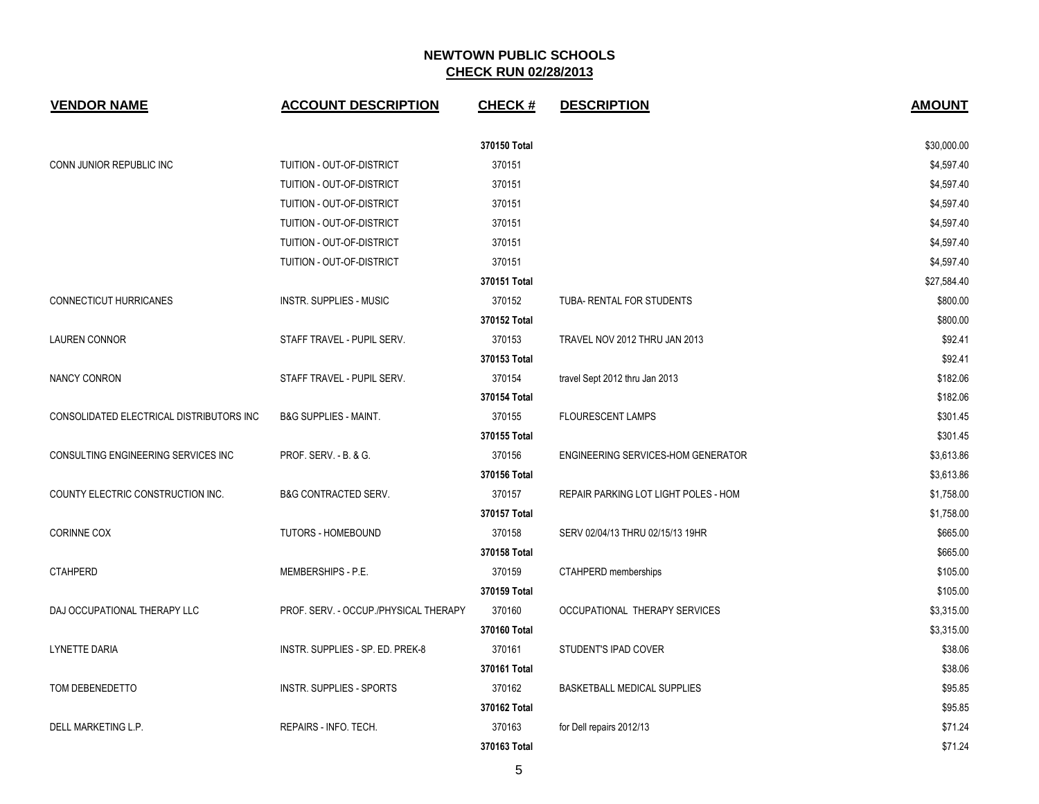## NEWTOWN PUBLIC SCHOOLS
## CHECK RUN 02/28/2013

| VENDOR NAME | ACCOUNT DESCRIPTION | CHECK # | DESCRIPTION | AMOUNT |
|---|---|---|---|---|
| | | **370150 Total** | | $30,000.00 |
| CONN JUNIOR REPUBLIC INC | TUITION - OUT-OF-DISTRICT | 370151 | | $4,597.40 |
| | TUITION - OUT-OF-DISTRICT | 370151 | | $4,597.40 |
| | TUITION - OUT-OF-DISTRICT | 370151 | | $4,597.40 |
| | TUITION - OUT-OF-DISTRICT | 370151 | | $4,597.40 |
| | TUITION - OUT-OF-DISTRICT | 370151 | | $4,597.40 |
| | TUITION - OUT-OF-DISTRICT | 370151 | | $4,597.40 |
| | | **370151 Total** | | $27,584.40 |
| CONNECTICUT HURRICANES | INSTR. SUPPLIES - MUSIC | 370152 | TUBA- RENTAL FOR STUDENTS | $800.00 |
| | | **370152 Total** | | $800.00 |
| LAUREN CONNOR | STAFF TRAVEL - PUPIL SERV. | 370153 | TRAVEL NOV 2012 THRU JAN 2013 | $92.41 |
| | | **370153 Total** | | $92.41 |
| NANCY CONRON | STAFF TRAVEL - PUPIL SERV. | 370154 | travel Sept 2012 thru Jan 2013 | $182.06 |
| | | **370154 Total** | | $182.06 |
| CONSOLIDATED ELECTRICAL DISTRIBUTORS INC | B&G SUPPLIES - MAINT. | 370155 | FLOURESCENT LAMPS | $301.45 |
| | | **370155 Total** | | $301.45 |
| CONSULTING ENGINEERING SERVICES INC | PROF. SERV. - B. & G. | 370156 | ENGINEERING SERVICES-HOM GENERATOR | $3,613.86 |
| | | **370156 Total** | | $3,613.86 |
| COUNTY ELECTRIC CONSTRUCTION INC. | B&G CONTRACTED SERV. | 370157 | REPAIR PARKING LOT LIGHT POLES - HOM | $1,758.00 |
| | | **370157 Total** | | $1,758.00 |
| CORINNE COX | TUTORS - HOMEBOUND | 370158 | SERV 02/04/13 THRU 02/15/13 19HR | $665.00 |
| | | **370158 Total** | | $665.00 |
| CTAHPERD | MEMBERSHIPS - P.E. | 370159 | CTAHPERD memberships | $105.00 |
| | | **370159 Total** | | $105.00 |
| DAJ OCCUPATIONAL THERAPY LLC | PROF. SERV. - OCCUP./PHYSICAL THERAPY | 370160 | OCCUPATIONAL THERAPY SERVICES | $3,315.00 |
| | | **370160 Total** | | $3,315.00 |
| LYNETTE DARIA | INSTR. SUPPLIES - SP. ED. PREK-8 | 370161 | STUDENT'S IPAD COVER | $38.06 |
| | | **370161 Total** | | $38.06 |
| TOM DEBENEDETTO | INSTR. SUPPLIES - SPORTS | 370162 | BASKETBALL MEDICAL SUPPLIES | $95.85 |
| | | **370162 Total** | | $95.85 |
| DELL MARKETING L.P. | REPAIRS - INFO. TECH. | 370163 | for Dell repairs 2012/13 | $71.24 |
| | | **370163 Total** | | $71.24 |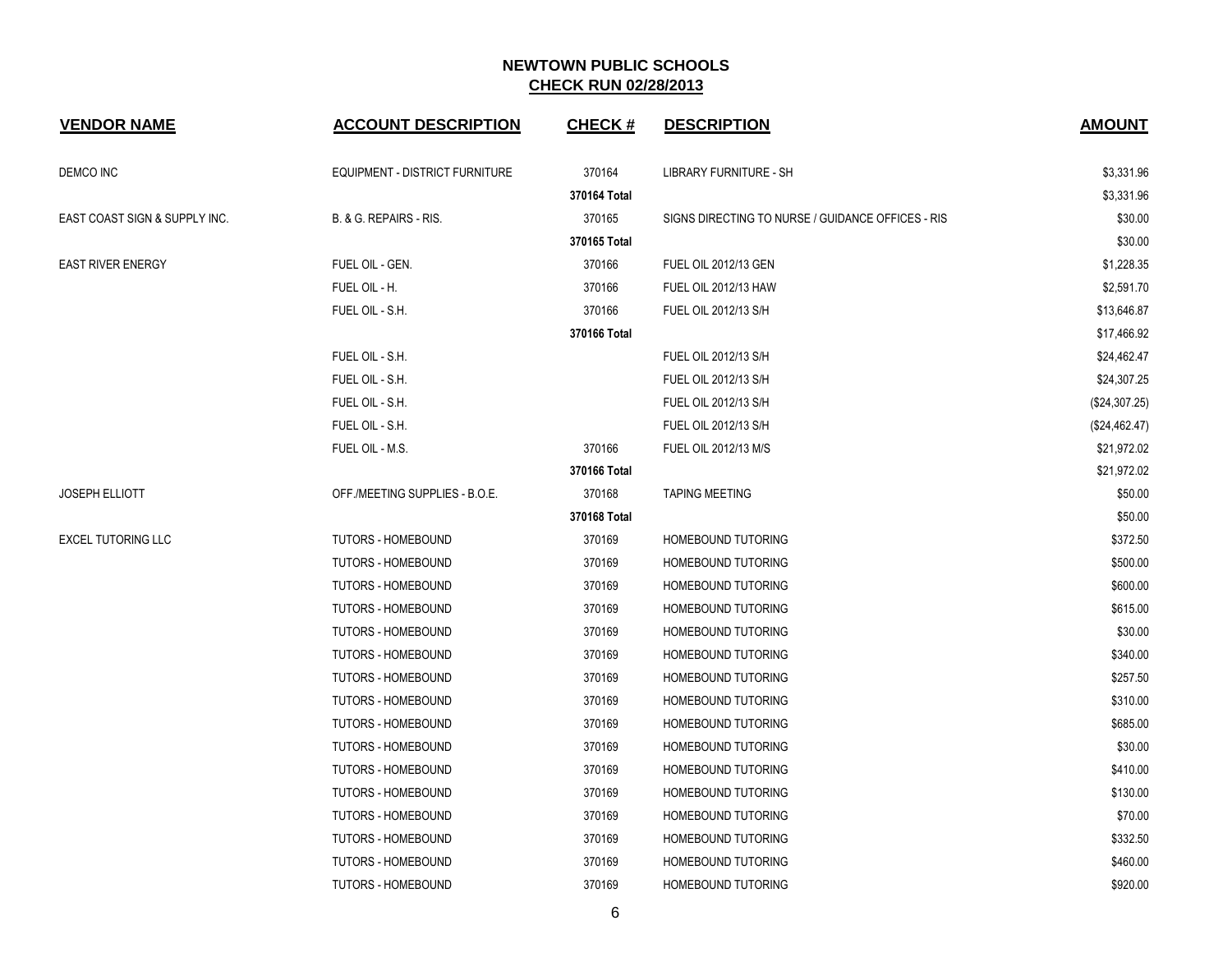# NEWTOWN PUBLIC SCHOOLS

## CHECK RUN 02/28/2013

| VENDOR NAME | ACCOUNT DESCRIPTION | CHECK # | DESCRIPTION | AMOUNT |
|---|---|---|---|---|
| DEMCO INC | EQUIPMENT - DISTRICT FURNITURE | 370164 | LIBRARY FURNITURE - SH | $3,331.96 |
| | | 370164 Total | | $3,331.96 |
| EAST COAST SIGN & SUPPLY INC. | B. & G. REPAIRS - RIS. | 370165 | SIGNS DIRECTING TO NURSE / GUIDANCE OFFICES - RIS | $30.00 |
| | | 370165 Total | | $30.00 |
| EAST RIVER ENERGY | FUEL OIL - GEN. | 370166 | FUEL OIL 2012/13 GEN | $1,228.35 |
| | FUEL OIL - H. | 370166 | FUEL OIL 2012/13 HAW | $2,591.70 |
| | FUEL OIL - S.H. | 370166 | FUEL OIL 2012/13 S/H | $13,646.87 |
| | | 370166 Total | | $17,466.92 |
| | FUEL OIL - S.H. | | FUEL OIL 2012/13 S/H | $24,462.47 |
| | FUEL OIL - S.H. | | FUEL OIL 2012/13 S/H | $24,307.25 |
| | FUEL OIL - S.H. | | FUEL OIL 2012/13 S/H | ($24,307.25) |
| | FUEL OIL - S.H. | | FUEL OIL 2012/13 S/H | ($24,462.47) |
| | FUEL OIL - M.S. | 370166 | FUEL OIL 2012/13 M/S | $21,972.02 |
| | | 370166 Total | | $21,972.02 |
| JOSEPH ELLIOTT | OFF./MEETING SUPPLIES - B.O.E. | 370168 | TAPING MEETING | $50.00 |
| | | 370168 Total | | $50.00 |
| EXCEL TUTORING LLC | TUTORS - HOMEBOUND | 370169 | HOMEBOUND TUTORING | $372.50 |
| | TUTORS - HOMEBOUND | 370169 | HOMEBOUND TUTORING | $500.00 |
| | TUTORS - HOMEBOUND | 370169 | HOMEBOUND TUTORING | $600.00 |
| | TUTORS - HOMEBOUND | 370169 | HOMEBOUND TUTORING | $615.00 |
| | TUTORS - HOMEBOUND | 370169 | HOMEBOUND TUTORING | $30.00 |
| | TUTORS - HOMEBOUND | 370169 | HOMEBOUND TUTORING | $340.00 |
| | TUTORS - HOMEBOUND | 370169 | HOMEBOUND TUTORING | $257.50 |
| | TUTORS - HOMEBOUND | 370169 | HOMEBOUND TUTORING | $310.00 |
| | TUTORS - HOMEBOUND | 370169 | HOMEBOUND TUTORING | $685.00 |
| | TUTORS - HOMEBOUND | 370169 | HOMEBOUND TUTORING | $30.00 |
| | TUTORS - HOMEBOUND | 370169 | HOMEBOUND TUTORING | $410.00 |
| | TUTORS - HOMEBOUND | 370169 | HOMEBOUND TUTORING | $130.00 |
| | TUTORS - HOMEBOUND | 370169 | HOMEBOUND TUTORING | $70.00 |
| | TUTORS - HOMEBOUND | 370169 | HOMEBOUND TUTORING | $332.50 |
| | TUTORS - HOMEBOUND | 370169 | HOMEBOUND TUTORING | $460.00 |
| | TUTORS - HOMEBOUND | 370169 | HOMEBOUND TUTORING | $920.00 |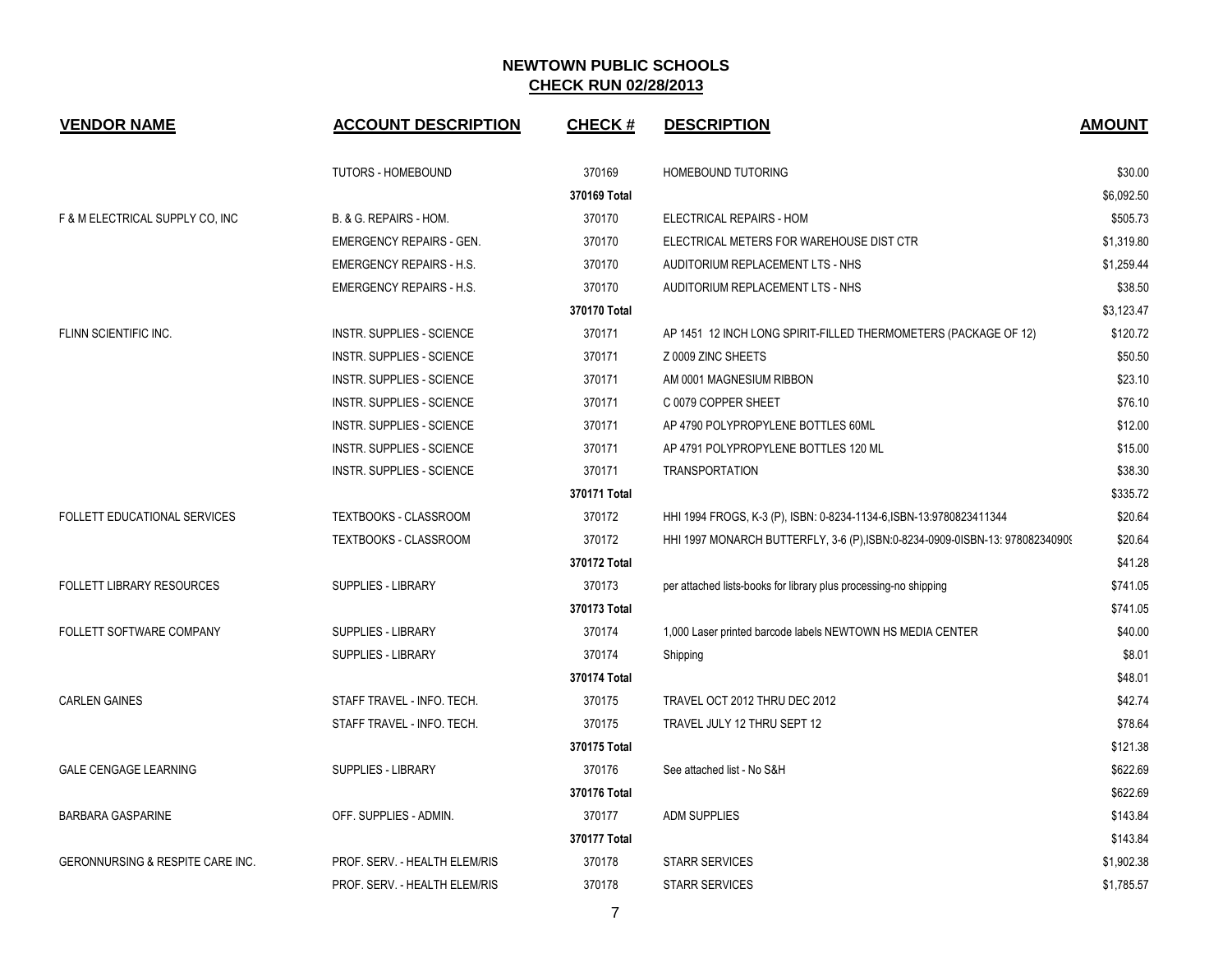**NEWTOWN PUBLIC SCHOOLS**
**CHECK RUN 02/28/2013**

| VENDOR NAME | ACCOUNT DESCRIPTION | CHECK # | DESCRIPTION | AMOUNT |
|---|---|---|---|---|
| | TUTORS - HOMEBOUND | 370169 | HOMEBOUND TUTORING | $30.00 |
| | | 370169 Total | | $6,092.50 |
| F & M ELECTRICAL SUPPLY CO, INC | B. & G. REPAIRS - HOM. | 370170 | ELECTRICAL REPAIRS - HOM | $505.73 |
| | EMERGENCY REPAIRS - GEN. | 370170 | ELECTRICAL METERS FOR WAREHOUSE DIST CTR | $1,319.80 |
| | EMERGENCY REPAIRS - H.S. | 370170 | AUDITORIUM REPLACEMENT LTS - NHS | $1,259.44 |
| | EMERGENCY REPAIRS - H.S. | 370170 | AUDITORIUM REPLACEMENT LTS - NHS | $38.50 |
| | | 370170 Total | | $3,123.47 |
| FLINN SCIENTIFIC INC. | INSTR. SUPPLIES - SCIENCE | 370171 | AP 1451 12 INCH LONG SPIRIT-FILLED THERMOMETERS (PACKAGE OF 12) | $120.72 |
| | INSTR. SUPPLIES - SCIENCE | 370171 | Z 0009 ZINC SHEETS | $50.50 |
| | INSTR. SUPPLIES - SCIENCE | 370171 | AM 0001 MAGNESIUM RIBBON | $23.10 |
| | INSTR. SUPPLIES - SCIENCE | 370171 | C 0079 COPPER SHEET | $76.10 |
| | INSTR. SUPPLIES - SCIENCE | 370171 | AP 4790 POLYPROPYLENE BOTTLES 60ML | $12.00 |
| | INSTR. SUPPLIES - SCIENCE | 370171 | AP 4791 POLYPROPYLENE BOTTLES 120 ML | $15.00 |
| | INSTR. SUPPLIES - SCIENCE | 370171 | TRANSPORTATION | $38.30 |
| | | 370171 Total | | $335.72 |
| FOLLETT EDUCATIONAL SERVICES | TEXTBOOKS - CLASSROOM | 370172 | HHI 1994 FROGS, K-3 (P), ISBN: 0-8234-1134-6,ISBN-13:9780823411344 | $20.64 |
| | TEXTBOOKS - CLASSROOM | 370172 | HHI 1997 MONARCH BUTTERFLY, 3-6 (P),ISBN:0-8234-0909-0ISBN-13: 97808234090 | $20.64 |
| | | 370172 Total | | $41.28 |
| FOLLETT LIBRARY RESOURCES | SUPPLIES - LIBRARY | 370173 | per attached lists-books for library plus processing-no shipping | $741.05 |
| | | 370173 Total | | $741.05 |
| FOLLETT SOFTWARE COMPANY | SUPPLIES - LIBRARY | 370174 | 1,000 Laser printed barcode labels NEWTOWN HS MEDIA CENTER | $40.00 |
| | SUPPLIES - LIBRARY | 370174 | Shipping | $8.01 |
| | | 370174 Total | | $48.01 |
| CARLEN GAINES | STAFF TRAVEL - INFO. TECH. | 370175 | TRAVEL OCT 2012 THRU DEC 2012 | $42.74 |
| | STAFF TRAVEL - INFO. TECH. | 370175 | TRAVEL JULY 12 THRU SEPT 12 | $78.64 |
| | | 370175 Total | | $121.38 |
| GALE CENGAGE LEARNING | SUPPLIES - LIBRARY | 370176 | See attached list - No S&H | $622.69 |
| | | 370176 Total | | $622.69 |
| BARBARA GASPARINE | OFF. SUPPLIES - ADMIN. | 370177 | ADM SUPPLIES | $143.84 |
| | | 370177 Total | | $143.84 |
| GERONNURSING & RESPITE CARE INC. | PROF. SERV. - HEALTH ELEM/RIS | 370178 | STARR SERVICES | $1,902.38 |
| | PROF. SERV. - HEALTH ELEM/RIS | 370178 | STARR SERVICES | $1,785.57 |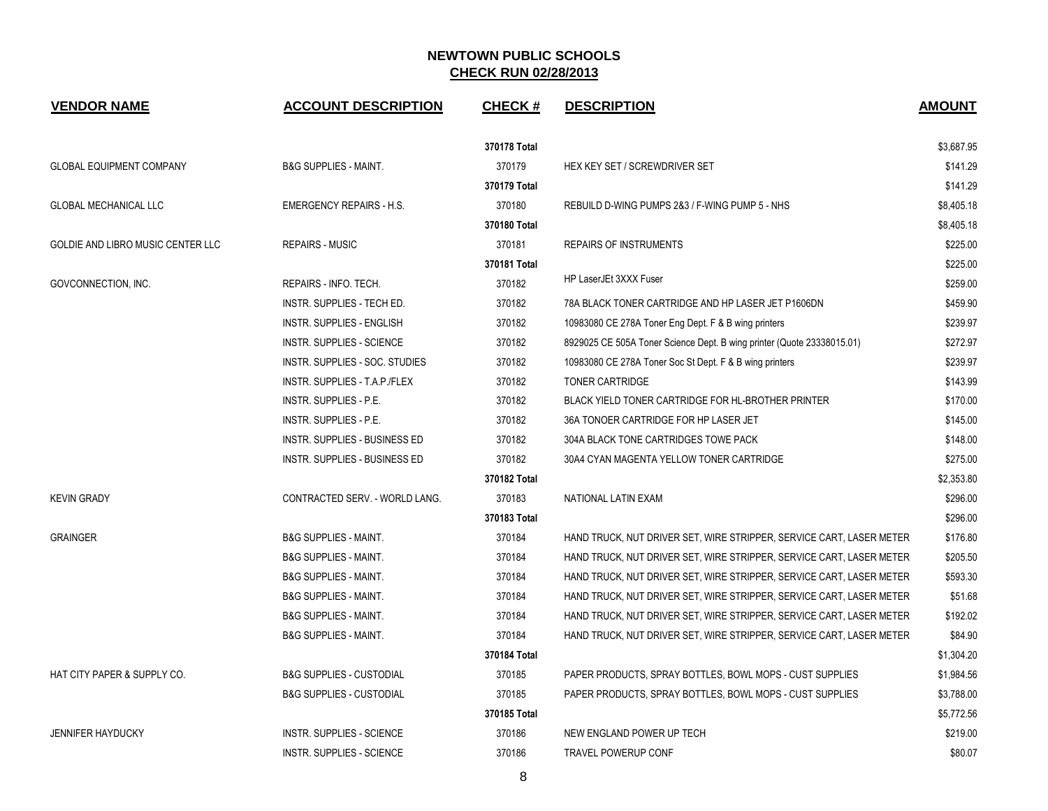# NEWTOWN PUBLIC SCHOOLS

## CHECK RUN 02/28/2013

| VENDOR NAME | ACCOUNT DESCRIPTION | CHECK # | DESCRIPTION | AMOUNT |
|---|---|---|---|---|
| | | **370178 Total** | | $3,687.95 |
| GLOBAL EQUIPMENT COMPANY | B&G SUPPLIES - MAINT. | 370179 | HEX KEY SET / SCREWDRIVER SET | $141.29 |
| | | **370179 Total** | | $141.29 |
| GLOBAL MECHANICAL LLC | EMERGENCY REPAIRS - H.S. | 370180 | REBUILD D-WING PUMPS 2&3 / F-WING PUMP 5 - NHS | $8,405.18 |
| | | **370180 Total** | | $8,405.18 |
| GOLDIE AND LIBRO MUSIC CENTER LLC | REPAIRS - MUSIC | 370181 | REPAIRS OF INSTRUMENTS | $225.00 |
| | | **370181 Total** | | $225.00 |
| GOVCONNECTION, INC. | REPAIRS - INFO. TECH. | 370182 | HP LaserJEt 3XXX Fuser | $259.00 |
| | INSTR. SUPPLIES - TECH ED. | 370182 | 78A BLACK TONER CARTRIDGE AND HP LASER JET P1606DN | $459.90 |
| | INSTR. SUPPLIES - ENGLISH | 370182 | 10983080 CE 278A Toner Eng Dept. F & B wing printers | $239.97 |
| | INSTR. SUPPLIES - SCIENCE | 370182 | 8929025 CE 505A Toner Science Dept. B wing printer (Quote 23338015.01) | $272.97 |
| | INSTR. SUPPLIES - SOC. STUDIES | 370182 | 10983080 CE 278A Toner Soc St Dept. F & B wing printers | $239.97 |
| | INSTR. SUPPLIES - T.A.P./FLEX | 370182 | TONER CARTRIDGE | $143.99 |
| | INSTR. SUPPLIES - P.E. | 370182 | BLACK YIELD TONER CARTRIDGE FOR HL-BROTHER PRINTER | $170.00 |
| | INSTR. SUPPLIES - P.E. | 370182 | 36A TONOER CARTRIDGE FOR HP LASER JET | $145.00 |
| | INSTR. SUPPLIES - BUSINESS ED | 370182 | 304A BLACK TONE CARTRIDGES TOWE PACK | $148.00 |
| | INSTR. SUPPLIES - BUSINESS ED | 370182 | 30A4 CYAN MAGENTA YELLOW TONER CARTRIDGE | $275.00 |
| | | **370182 Total** | | $2,353.80 |
| KEVIN GRADY | CONTRACTED SERV. - WORLD LANG. | 370183 | NATIONAL LATIN EXAM | $296.00 |
| | | **370183 Total** | | $296.00 |
| GRAINGER | B&G SUPPLIES - MAINT. | 370184 | HAND TRUCK, NUT DRIVER SET, WIRE STRIPPER, SERVICE CART, LASER METER | $176.80 |
| | B&G SUPPLIES - MAINT. | 370184 | HAND TRUCK, NUT DRIVER SET, WIRE STRIPPER, SERVICE CART, LASER METER | $205.50 |
| | B&G SUPPLIES - MAINT. | 370184 | HAND TRUCK, NUT DRIVER SET, WIRE STRIPPER, SERVICE CART, LASER METER | $593.30 |
| | B&G SUPPLIES - MAINT. | 370184 | HAND TRUCK, NUT DRIVER SET, WIRE STRIPPER, SERVICE CART, LASER METER | $51.68 |
| | B&G SUPPLIES - MAINT. | 370184 | HAND TRUCK, NUT DRIVER SET, WIRE STRIPPER, SERVICE CART, LASER METER | $192.02 |
| | B&G SUPPLIES - MAINT. | 370184 | HAND TRUCK, NUT DRIVER SET, WIRE STRIPPER, SERVICE CART, LASER METER | $84.90 |
| | | **370184 Total** | | $1,304.20 |
| HAT CITY PAPER & SUPPLY CO. | B&G SUPPLIES - CUSTODIAL | 370185 | PAPER PRODUCTS, SPRAY BOTTLES, BOWL MOPS - CUST SUPPLIES | $1,984.56 |
| | B&G SUPPLIES - CUSTODIAL | 370185 | PAPER PRODUCTS, SPRAY BOTTLES, BOWL MOPS - CUST SUPPLIES | $3,788.00 |
| | | **370185 Total** | | $5,772.56 |
| JENNIFER HAYDUCKY | INSTR. SUPPLIES - SCIENCE | 370186 | NEW ENGLAND POWER UP TECH | $219.00 |
| | INSTR. SUPPLIES - SCIENCE | 370186 | TRAVEL POWERUP CONF | $80.07 |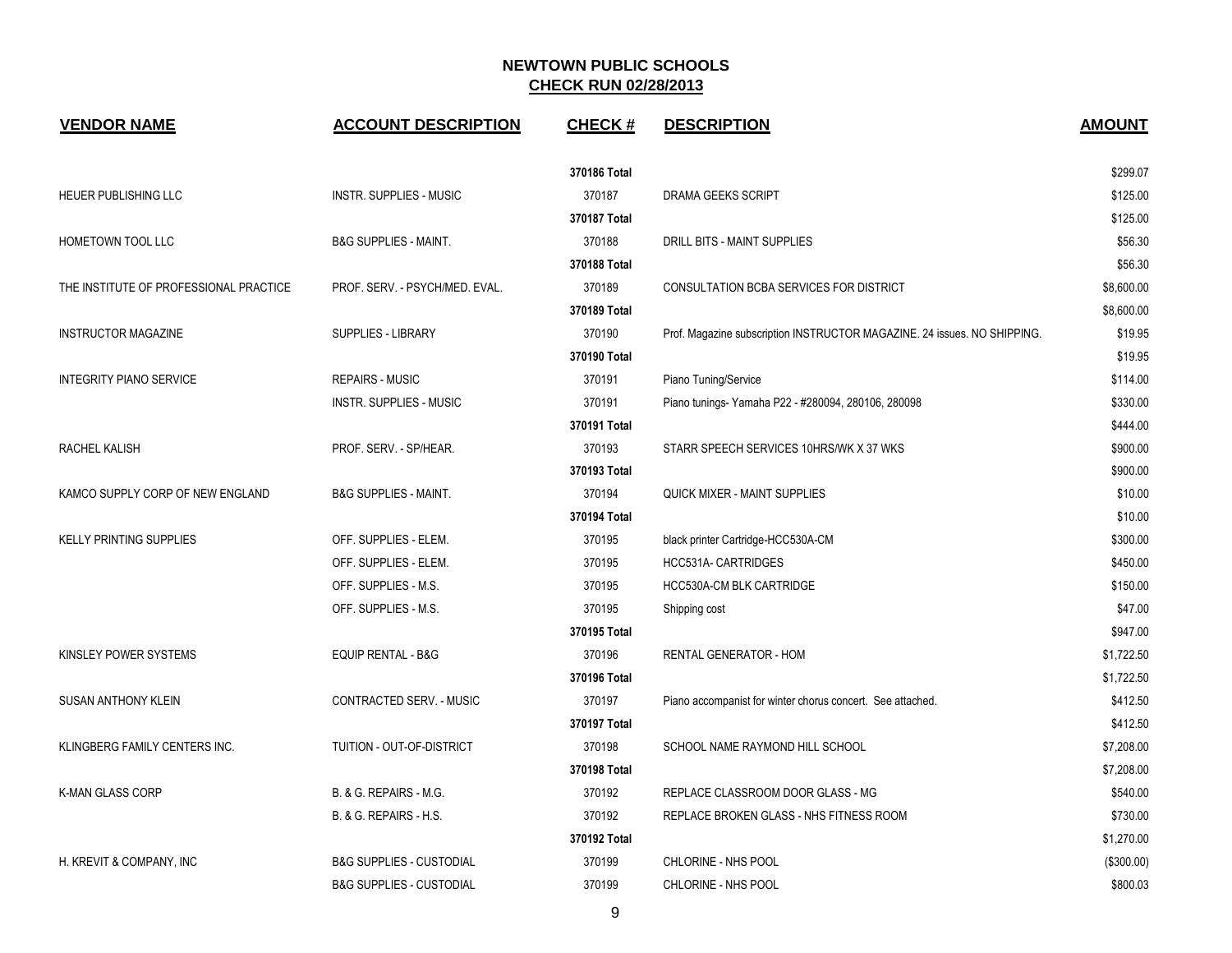# NEWTOWN PUBLIC SCHOOLS

## CHECK RUN 02/28/2013

| VENDOR NAME | ACCOUNT DESCRIPTION | CHECK # | DESCRIPTION | AMOUNT |
|---|---|---|---|---|
| | | 370186 Total | | $299.07 |
| HEUER PUBLISHING LLC | INSTR. SUPPLIES - MUSIC | 370187 | DRAMA GEEKS SCRIPT | $125.00 |
| | | 370187 Total | | $125.00 |
| HOMETOWN TOOL LLC | B&G SUPPLIES - MAINT. | 370188 | DRILL BITS - MAINT SUPPLIES | $56.30 |
| | | 370188 Total | | $56.30 |
| THE INSTITUTE OF PROFESSIONAL PRACTICE | PROF. SERV. - PSYCH/MED. EVAL. | 370189 | CONSULTATION BCBA SERVICES FOR DISTRICT | $8,600.00 |
| | | 370189 Total | | $8,600.00 |
| INSTRUCTOR MAGAZINE | SUPPLIES - LIBRARY | 370190 | Prof. Magazine subscription INSTRUCTOR MAGAZINE. 24 issues. NO SHIPPING. | $19.95 |
| | | 370190 Total | | $19.95 |
| INTEGRITY PIANO SERVICE | REPAIRS - MUSIC | 370191 | Piano Tuning/Service | $114.00 |
| | INSTR. SUPPLIES - MUSIC | 370191 | Piano tunings- Yamaha P22 - #280094, 280106, 280098 | $330.00 |
| | | 370191 Total | | $444.00 |
| RACHEL KALISH | PROF. SERV. - SP/HEAR. | 370193 | STARR SPEECH SERVICES 10HRS/WK X 37 WKS | $900.00 |
| | | 370193 Total | | $900.00 |
| KAMCO SUPPLY CORP OF NEW ENGLAND | B&G SUPPLIES - MAINT. | 370194 | QUICK MIXER - MAINT SUPPLIES | $10.00 |
| | | 370194 Total | | $10.00 |
| KELLY PRINTING SUPPLIES | OFF. SUPPLIES - ELEM. | 370195 | black printer Cartridge-HCC530A-CM | $300.00 |
| | OFF. SUPPLIES - ELEM. | 370195 | HCC531A- CARTRIDGES | $450.00 |
| | OFF. SUPPLIES - M.S. | 370195 | HCC530A-CM BLK CARTRIDGE | $150.00 |
| | OFF. SUPPLIES - M.S. | 370195 | Shipping cost | $47.00 |
| | | 370195 Total | | $947.00 |
| KINSLEY POWER SYSTEMS | EQUIP RENTAL - B&G | 370196 | RENTAL GENERATOR - HOM | $1,722.50 |
| | | 370196 Total | | $1,722.50 |
| SUSAN ANTHONY KLEIN | CONTRACTED SERV. - MUSIC | 370197 | Piano accompanist for winter chorus concert. See attached. | $412.50 |
| | | 370197 Total | | $412.50 |
| KLINGBERG FAMILY CENTERS INC. | TUITION - OUT-OF-DISTRICT | 370198 | SCHOOL NAME RAYMOND HILL SCHOOL | $7,208.00 |
| | | 370198 Total | | $7,208.00 |
| K-MAN GLASS CORP | B. & G. REPAIRS - M.G. | 370192 | REPLACE CLASSROOM DOOR GLASS - MG | $540.00 |
| | B. & G. REPAIRS - H.S. | 370192 | REPLACE BROKEN GLASS - NHS FITNESS ROOM | $730.00 |
| | | 370192 Total | | $1,270.00 |
| H. KREVIT & COMPANY, INC | B&G SUPPLIES - CUSTODIAL | 370199 | CHLORINE - NHS POOL | ($300.00) |
| | B&G SUPPLIES - CUSTODIAL | 370199 | CHLORINE - NHS POOL | $800.03 |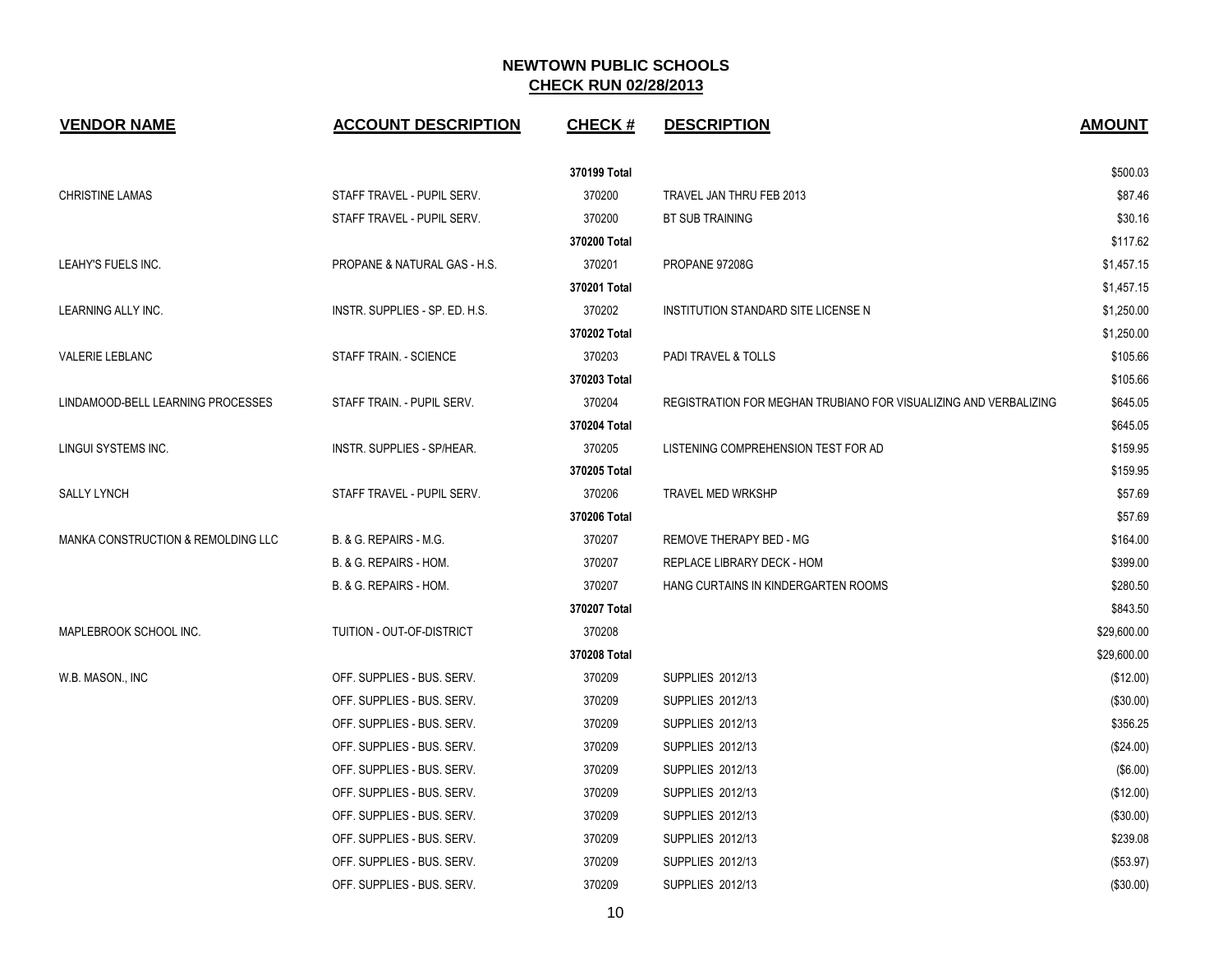## NEWTOWN PUBLIC SCHOOLS
## CHECK RUN 02/28/2013

| VENDOR NAME | ACCOUNT DESCRIPTION | CHECK # | DESCRIPTION | AMOUNT |
|---|---|---|---|---|
| | | 370199 Total | | $500.03 |
| CHRISTINE LAMAS | STAFF TRAVEL - PUPIL SERV. | 370200 | TRAVEL JAN THRU FEB 2013 | $87.46 |
| | STAFF TRAVEL - PUPIL SERV. | 370200 | BT SUB TRAINING | $30.16 |
| | | 370200 Total | | $117.62 |
| LEAHY'S FUELS INC. | PROPANE & NATURAL GAS - H.S. | 370201 | PROPANE 97208G | $1,457.15 |
| | | 370201 Total | | $1,457.15 |
| LEARNING ALLY INC. | INSTR. SUPPLIES - SP. ED. H.S. | 370202 | INSTITUTION STANDARD SITE LICENSE N | $1,250.00 |
| | | 370202 Total | | $1,250.00 |
| VALERIE LEBLANC | STAFF TRAIN. - SCIENCE | 370203 | PADI TRAVEL & TOLLS | $105.66 |
| | | 370203 Total | | $105.66 |
| LINDAMOOD-BELL LEARNING PROCESSES | STAFF TRAIN. - PUPIL SERV. | 370204 | REGISTRATION FOR MEGHAN TRUBIANO FOR VISUALIZING AND VERBALIZING | $645.05 |
| | | 370204 Total | | $645.05 |
| LINGUI SYSTEMS INC. | INSTR. SUPPLIES - SP/HEAR. | 370205 | LISTENING COMPREHENSION TEST FOR AD | $159.95 |
| | | 370205 Total | | $159.95 |
| SALLY LYNCH | STAFF TRAVEL - PUPIL SERV. | 370206 | TRAVEL MED WRKSHP | $57.69 |
| | | 370206 Total | | $57.69 |
| MANKA CONSTRUCTION & REMOLDING LLC | B. & G. REPAIRS - M.G. | 370207 | REMOVE THERAPY BED - MG | $164.00 |
| | B. & G. REPAIRS - HOM. | 370207 | REPLACE LIBRARY DECK - HOM | $399.00 |
| | B. & G. REPAIRS - HOM. | 370207 | HANG CURTAINS IN KINDERGARTEN ROOMS | $280.50 |
| | | 370207 Total | | $843.50 |
| MAPLEBROOK SCHOOL INC. | TUITION - OUT-OF-DISTRICT | 370208 | | $29,600.00 |
| | | 370208 Total | | $29,600.00 |
| W.B. MASON., INC | OFF. SUPPLIES - BUS. SERV. | 370209 | SUPPLIES 2012/13 | ($12.00) |
| | OFF. SUPPLIES - BUS. SERV. | 370209 | SUPPLIES 2012/13 | ($30.00) |
| | OFF. SUPPLIES - BUS. SERV. | 370209 | SUPPLIES 2012/13 | $356.25 |
| | OFF. SUPPLIES - BUS. SERV. | 370209 | SUPPLIES 2012/13 | ($24.00) |
| | OFF. SUPPLIES - BUS. SERV. | 370209 | SUPPLIES 2012/13 | ($6.00) |
| | OFF. SUPPLIES - BUS. SERV. | 370209 | SUPPLIES 2012/13 | ($12.00) |
| | OFF. SUPPLIES - BUS. SERV. | 370209 | SUPPLIES 2012/13 | ($30.00) |
| | OFF. SUPPLIES - BUS. SERV. | 370209 | SUPPLIES 2012/13 | $239.08 |
| | OFF. SUPPLIES - BUS. SERV. | 370209 | SUPPLIES 2012/13 | ($53.97) |
| | OFF. SUPPLIES - BUS. SERV. | 370209 | SUPPLIES 2012/13 | ($30.00) |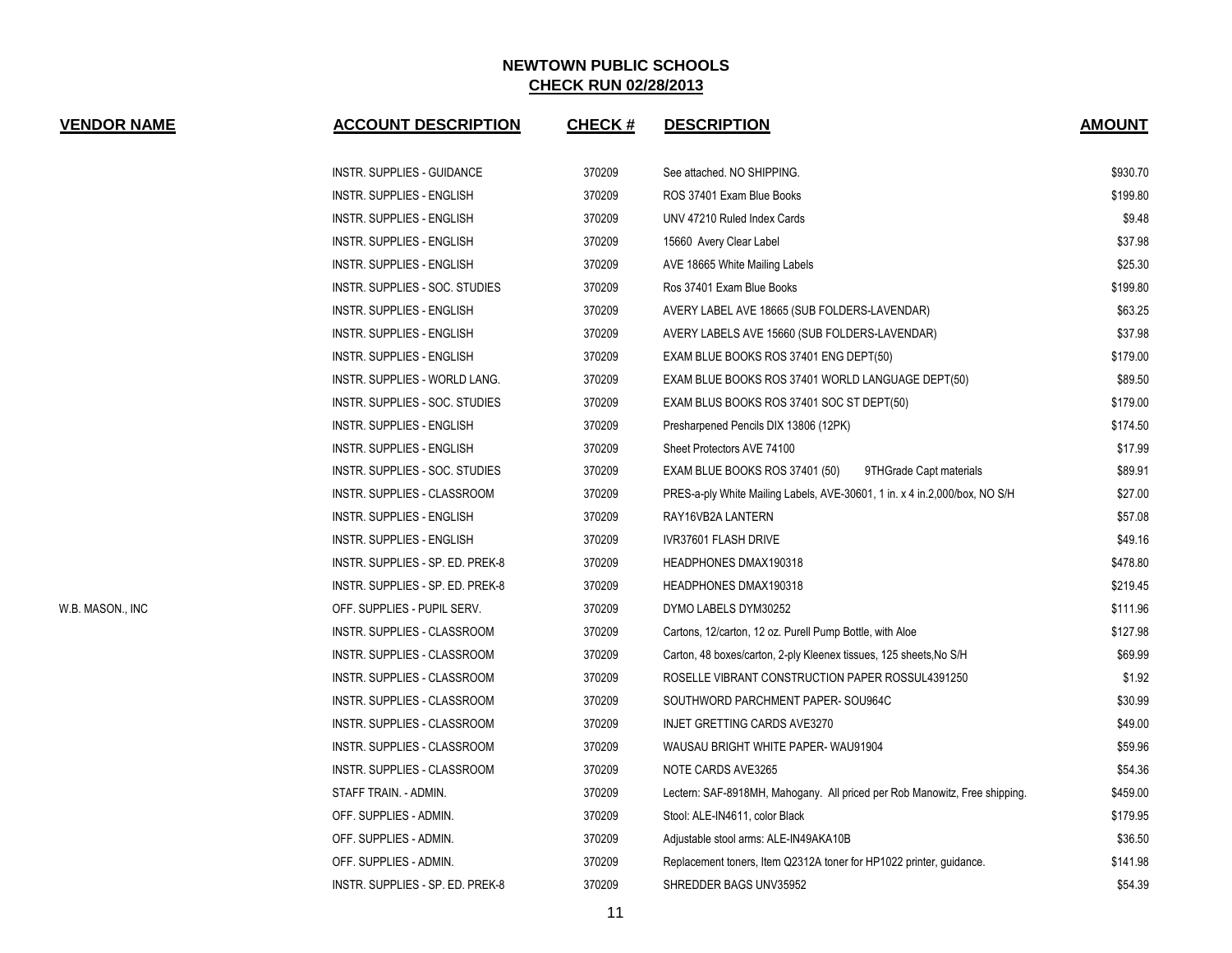## NEWTOWN PUBLIC SCHOOLS
## CHECK RUN 02/28/2013

| VENDOR NAME | ACCOUNT DESCRIPTION | CHECK # | DESCRIPTION | AMOUNT |
|---|---|---|---|---|
| | INSTR. SUPPLIES - GUIDANCE | 370209 | See attached. NO SHIPPING. | $930.70 |
| | INSTR. SUPPLIES - ENGLISH | 370209 | ROS 37401 Exam Blue Books | $199.80 |
| | INSTR. SUPPLIES - ENGLISH | 370209 | UNV 47210 Ruled Index Cards | $9.48 |
| | INSTR. SUPPLIES - ENGLISH | 370209 | 15660 Avery Clear Label | $37.98 |
| | INSTR. SUPPLIES - ENGLISH | 370209 | AVE 18665 White Mailing Labels | $25.30 |
| | INSTR. SUPPLIES - SOC. STUDIES | 370209 | Ros 37401 Exam Blue Books | $199.80 |
| | INSTR. SUPPLIES - ENGLISH | 370209 | AVERY LABEL AVE 18665 (SUB FOLDERS-LAVENDAR) | $63.25 |
| | INSTR. SUPPLIES - ENGLISH | 370209 | AVERY LABELS AVE 15660 (SUB FOLDERS-LAVENDAR) | $37.98 |
| | INSTR. SUPPLIES - ENGLISH | 370209 | EXAM BLUE BOOKS ROS 37401 ENG DEPT(50) | $179.00 |
| | INSTR. SUPPLIES - WORLD LANG. | 370209 | EXAM BLUE BOOKS ROS 37401 WORLD LANGUAGE DEPT(50) | $89.50 |
| | INSTR. SUPPLIES - SOC. STUDIES | 370209 | EXAM BLUS BOOKS ROS 37401 SOC ST DEPT(50) | $179.00 |
| | INSTR. SUPPLIES - ENGLISH | 370209 | Presharpened Pencils DIX 13806 (12PK) | $174.50 |
| | INSTR. SUPPLIES - ENGLISH | 370209 | Sheet Protectors AVE 74100 | $17.99 |
| | INSTR. SUPPLIES - SOC. STUDIES | 370209 | EXAM BLUE BOOKS ROS 37401 (50) 9THGrade Capt materials | $89.91 |
| | INSTR. SUPPLIES - CLASSROOM | 370209 | PRES-a-ply White Mailing Labels, AVE-30601, 1 in. x 4 in.2,000/box, NO S/H | $27.00 |
| | INSTR. SUPPLIES - ENGLISH | 370209 | RAY16VB2A LANTERN | $57.08 |
| | INSTR. SUPPLIES - ENGLISH | 370209 | IVR37601 FLASH DRIVE | $49.16 |
| | INSTR. SUPPLIES - SP. ED. PREK-8 | 370209 | HEADPHONES DMAX190318 | $478.80 |
| | INSTR. SUPPLIES - SP. ED. PREK-8 | 370209 | HEADPHONES DMAX190318 | $219.45 |
| W.B. MASON., INC | OFF. SUPPLIES - PUPIL SERV. | 370209 | DYMO LABELS DYM30252 | $111.96 |
| | INSTR. SUPPLIES - CLASSROOM | 370209 | Cartons, 12/carton, 12 oz. Purell Pump Bottle, with Aloe | $127.98 |
| | INSTR. SUPPLIES - CLASSROOM | 370209 | Carton, 48 boxes/carton, 2-ply Kleenex tissues, 125 sheets,No S/H | $69.99 |
| | INSTR. SUPPLIES - CLASSROOM | 370209 | ROSELLE VIBRANT CONSTRUCTION PAPER ROSSUL4391250 | $1.92 |
| | INSTR. SUPPLIES - CLASSROOM | 370209 | SOUTHWORD PARCHMENT PAPER- SOU964C | $30.99 |
| | INSTR. SUPPLIES - CLASSROOM | 370209 | INJET GRETTING CARDS AVE3270 | $49.00 |
| | INSTR. SUPPLIES - CLASSROOM | 370209 | WAUSAU BRIGHT WHITE PAPER- WAU91904 | $59.96 |
| | INSTR. SUPPLIES - CLASSROOM | 370209 | NOTE CARDS AVE3265 | $54.36 |
| | STAFF TRAIN. - ADMIN. | 370209 | Lectern: SAF-8918MH, Mahogany. All priced per Rob Manowitz, Free shipping. | $459.00 |
| | OFF. SUPPLIES - ADMIN. | 370209 | Stool: ALE-IN4611, color Black | $179.95 |
| | OFF. SUPPLIES - ADMIN. | 370209 | Adjustable stool arms: ALE-IN49AKA10B | $36.50 |
| | OFF. SUPPLIES - ADMIN. | 370209 | Replacement toners, Item Q2312A toner for HP1022 printer, guidance. | $141.98 |
| | INSTR. SUPPLIES - SP. ED. PREK-8 | 370209 | SHREDDER BAGS UNV35952 | $54.39 |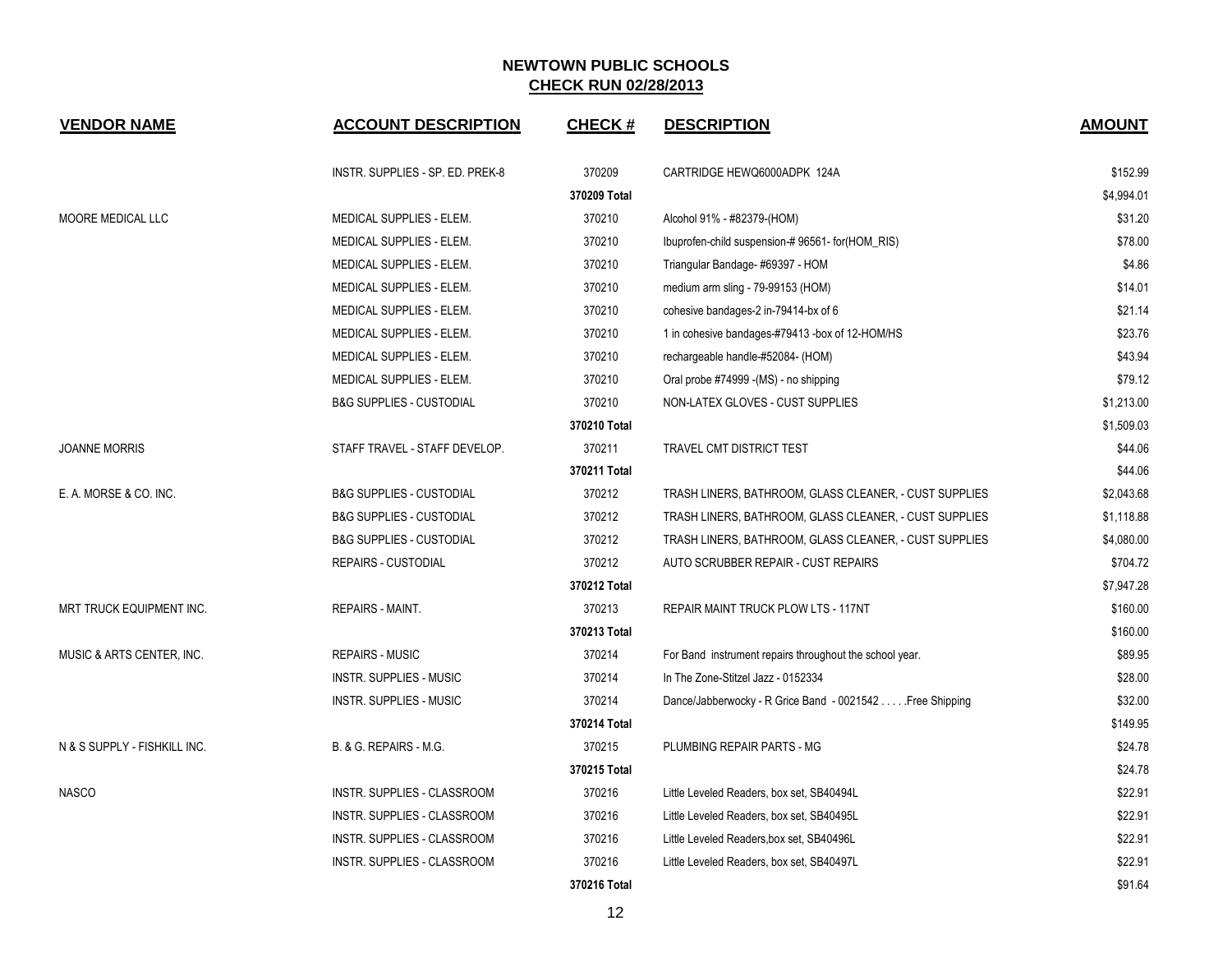# NEWTOWN PUBLIC SCHOOLS

## CHECK RUN 02/28/2013

| VENDOR NAME | ACCOUNT DESCRIPTION | CHECK # | DESCRIPTION | AMOUNT |
|---|---|---|---|---|
| | INSTR. SUPPLIES - SP. ED. PREK-8 | 370209 | CARTRIDGE HEWQ6000ADPK 124A | $152.99 |
| | | 370209 Total | | $4,994.01 |
| MOORE MEDICAL LLC | MEDICAL SUPPLIES - ELEM. | 370210 | Alcohol 91% - #82379-(HOM) | $31.20 |
| | MEDICAL SUPPLIES - ELEM. | 370210 | Ibuprofen-child suspension-# 96561- for(HOM_RIS) | $78.00 |
| | MEDICAL SUPPLIES - ELEM. | 370210 | Triangular Bandage- #69397 - HOM | $4.86 |
| | MEDICAL SUPPLIES - ELEM. | 370210 | medium arm sling - 79-99153 (HOM) | $14.01 |
| | MEDICAL SUPPLIES - ELEM. | 370210 | cohesive bandages-2 in-79414-bx of 6 | $21.14 |
| | MEDICAL SUPPLIES - ELEM. | 370210 | 1 in cohesive bandages-#79413 -box of 12-HOM/HS | $23.76 |
| | MEDICAL SUPPLIES - ELEM. | 370210 | rechargeable handle-#52084- (HOM) | $43.94 |
| | MEDICAL SUPPLIES - ELEM. | 370210 | Oral probe #74999 -(MS) - no shipping | $79.12 |
| | B&G SUPPLIES - CUSTODIAL | 370210 | NON-LATEX GLOVES - CUST SUPPLIES | $1,213.00 |
| | | 370210 Total | | $1,509.03 |
| JOANNE MORRIS | STAFF TRAVEL - STAFF DEVELOP. | 370211 | TRAVEL CMT DISTRICT TEST | $44.06 |
| | | 370211 Total | | $44.06 |
| E. A. MORSE & CO. INC. | B&G SUPPLIES - CUSTODIAL | 370212 | TRASH LINERS, BATHROOM, GLASS CLEANER, - CUST SUPPLIES | $2,043.68 |
| | B&G SUPPLIES - CUSTODIAL | 370212 | TRASH LINERS, BATHROOM, GLASS CLEANER, - CUST SUPPLIES | $1,118.88 |
| | B&G SUPPLIES - CUSTODIAL | 370212 | TRASH LINERS, BATHROOM, GLASS CLEANER, - CUST SUPPLIES | $4,080.00 |
| | REPAIRS - CUSTODIAL | 370212 | AUTO SCRUBBER REPAIR - CUST REPAIRS | $704.72 |
| | | 370212 Total | | $7,947.28 |
| MRT TRUCK EQUIPMENT INC. | REPAIRS - MAINT. | 370213 | REPAIR MAINT TRUCK PLOW LTS - 117NT | $160.00 |
| | | 370213 Total | | $160.00 |
| MUSIC & ARTS CENTER, INC. | REPAIRS - MUSIC | 370214 | For Band instrument repairs throughout the school year. | $89.95 |
| | INSTR. SUPPLIES - MUSIC | 370214 | In The Zone-Stitzel Jazz - 0152334 | $28.00 |
| | INSTR. SUPPLIES - MUSIC | 370214 | Dance/Jabberwocky - R Grice Band - 0021542 . . . . .Free Shipping | $32.00 |
| | | 370214 Total | | $149.95 |
| N & S SUPPLY - FISHKILL INC. | B. & G. REPAIRS - M.G. | 370215 | PLUMBING REPAIR PARTS - MG | $24.78 |
| | | 370215 Total | | $24.78 |
| NASCO | INSTR. SUPPLIES - CLASSROOM | 370216 | Little Leveled Readers, box set, SB40494L | $22.91 |
| | INSTR. SUPPLIES - CLASSROOM | 370216 | Little Leveled Readers, box set, SB40495L | $22.91 |
| | INSTR. SUPPLIES - CLASSROOM | 370216 | Little Leveled Readers,box set, SB40496L | $22.91 |
| | INSTR. SUPPLIES - CLASSROOM | 370216 | Little Leveled Readers, box set, SB40497L | $22.91 |
| | | 370216 Total | | $91.64 |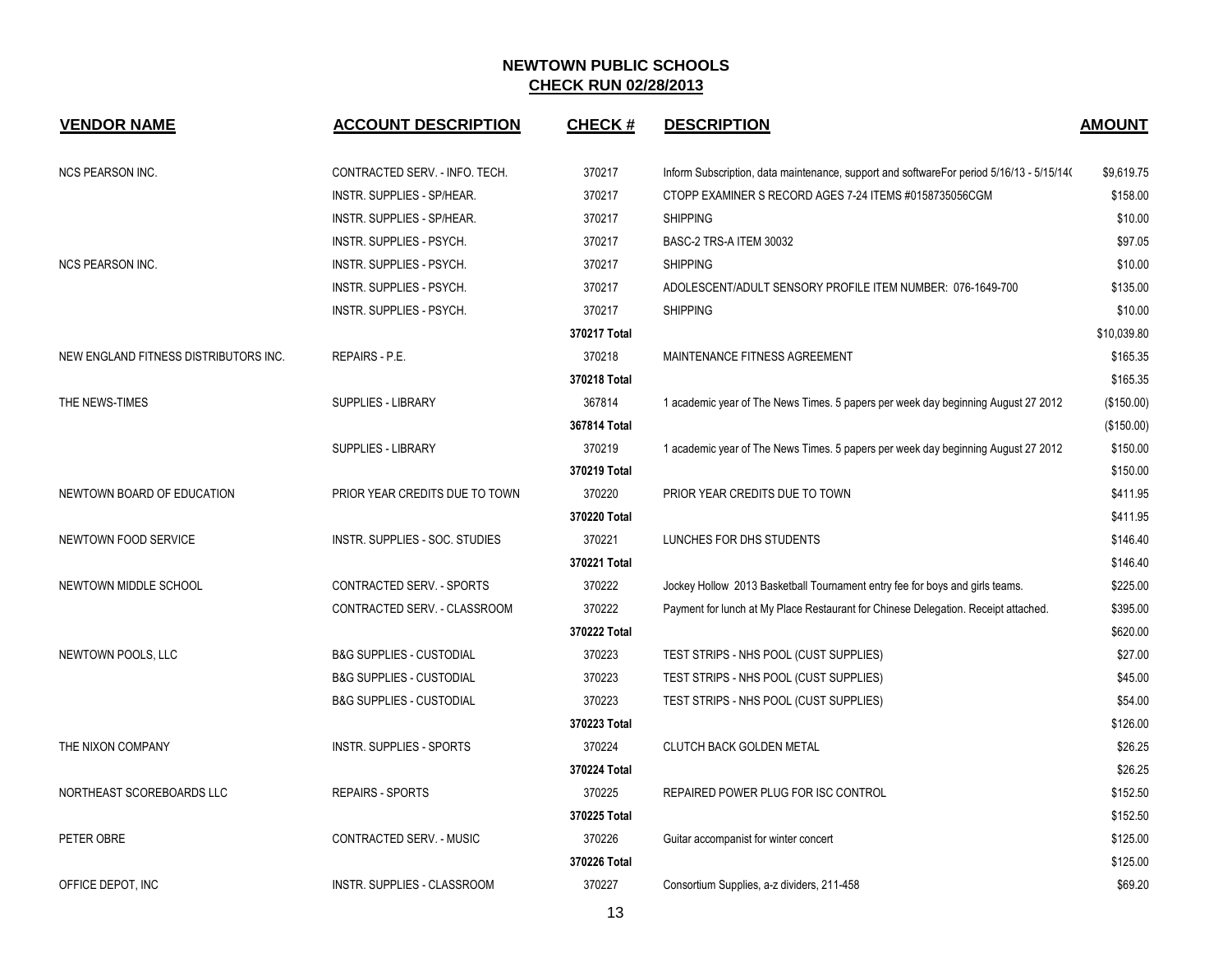## NEWTOWN PUBLIC SCHOOLS
## CHECK RUN 02/28/2013

| VENDOR NAME | ACCOUNT DESCRIPTION | CHECK # | DESCRIPTION | AMOUNT |
|---|---|---|---|---|
| NCS PEARSON INC. | CONTRACTED SERV. - INFO. TECH. | 370217 | Inform Subscription, data maintenance, support and softwareFor period 5/16/13 - 5/15/14( | $9,619.75 |
| | INSTR. SUPPLIES - SP/HEAR. | 370217 | CTOPP EXAMINER S RECORD AGES 7-24 ITEMS #0158735056CGM | $158.00 |
| | INSTR. SUPPLIES - SP/HEAR. | 370217 | SHIPPING | $10.00 |
| | INSTR. SUPPLIES - PSYCH. | 370217 | BASC-2 TRS-A ITEM 30032 | $97.05 |
| NCS PEARSON INC. | INSTR. SUPPLIES - PSYCH. | 370217 | SHIPPING | $10.00 |
| | INSTR. SUPPLIES - PSYCH. | 370217 | ADOLESCENT/ADULT SENSORY PROFILE ITEM NUMBER: 076-1649-700 | $135.00 |
| | INSTR. SUPPLIES - PSYCH. | 370217 | SHIPPING | $10.00 |
| | | **370217 Total** | | $10,039.80 |
| NEW ENGLAND FITNESS DISTRIBUTORS INC. | REPAIRS - P.E. | 370218 | MAINTENANCE FITNESS AGREEMENT | $165.35 |
| | | **370218 Total** | | $165.35 |
| THE NEWS-TIMES | SUPPLIES - LIBRARY | 367814 | 1 academic year of The News Times. 5 papers per week day beginning August 27 2012 | ($150.00) |
| | | **367814 Total** | | ($150.00) |
| | SUPPLIES - LIBRARY | 370219 | 1 academic year of The News Times. 5 papers per week day beginning August 27 2012 | $150.00 |
| | | **370219 Total** | | $150.00 |
| NEWTOWN BOARD OF EDUCATION | PRIOR YEAR CREDITS DUE TO TOWN | 370220 | PRIOR YEAR CREDITS DUE TO TOWN | $411.95 |
| | | **370220 Total** | | $411.95 |
| NEWTOWN FOOD SERVICE | INSTR. SUPPLIES - SOC. STUDIES | 370221 | LUNCHES FOR DHS STUDENTS | $146.40 |
| | | **370221 Total** | | $146.40 |
| NEWTOWN MIDDLE SCHOOL | CONTRACTED SERV. - SPORTS | 370222 | Jockey Hollow 2013 Basketball Tournament entry fee for boys and girls teams. | $225.00 |
| | CONTRACTED SERV. - CLASSROOM | 370222 | Payment for lunch at My Place Restaurant for Chinese Delegation. Receipt attached. | $395.00 |
| | | **370222 Total** | | $620.00 |
| NEWTOWN POOLS, LLC | B&G SUPPLIES - CUSTODIAL | 370223 | TEST STRIPS - NHS POOL (CUST SUPPLIES) | $27.00 |
| | B&G SUPPLIES - CUSTODIAL | 370223 | TEST STRIPS - NHS POOL (CUST SUPPLIES) | $45.00 |
| | B&G SUPPLIES - CUSTODIAL | 370223 | TEST STRIPS - NHS POOL (CUST SUPPLIES) | $54.00 |
| | | **370223 Total** | | $126.00 |
| THE NIXON COMPANY | INSTR. SUPPLIES - SPORTS | 370224 | CLUTCH BACK GOLDEN METAL | $26.25 |
| | | **370224 Total** | | $26.25 |
| NORTHEAST SCOREBOARDS LLC | REPAIRS - SPORTS | 370225 | REPAIRED POWER PLUG FOR ISC CONTROL | $152.50 |
| | | **370225 Total** | | $152.50 |
| PETER OBRE | CONTRACTED SERV. - MUSIC | 370226 | Guitar accompanist for winter concert | $125.00 |
| | | **370226 Total** | | $125.00 |
| OFFICE DEPOT, INC | INSTR. SUPPLIES - CLASSROOM | 370227 | Consortium Supplies, a-z dividers, 211-458 | $69.20 |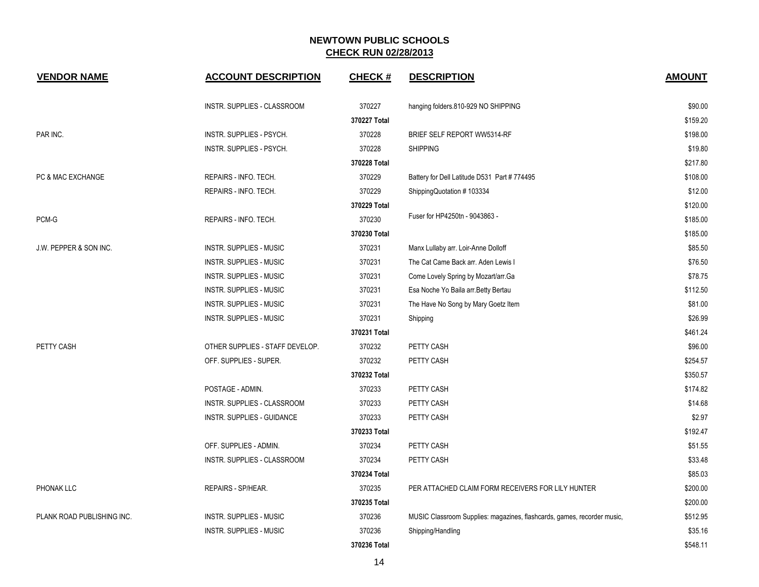## NEWTOWN PUBLIC SCHOOLS
## CHECK RUN 02/28/2013

| VENDOR NAME | ACCOUNT DESCRIPTION | CHECK # | DESCRIPTION | AMOUNT |
|---|---|---|---|---|
| | INSTR. SUPPLIES - CLASSROOM | 370227 | hanging folders.810-929 NO SHIPPING | $90.00 |
| | | **370227 Total** | | $159.20 |
| PAR INC. | INSTR. SUPPLIES - PSYCH. | 370228 | BRIEF SELF REPORT WW5314-RF | $198.00 |
| | INSTR. SUPPLIES - PSYCH. | 370228 | SHIPPING | $19.80 |
| | | **370228 Total** | | $217.80 |
| PC & MAC EXCHANGE | REPAIRS - INFO. TECH. | 370229 | Battery for Dell Latitude D531 Part # 774495 | $108.00 |
| | REPAIRS - INFO. TECH. | 370229 | ShippingQuotation # 103334 | $12.00 |
| | | **370229 Total** | | $120.00 |
| PCM-G | REPAIRS - INFO. TECH. | 370230 | Fuser for HP4250tn - 9043863 - | $185.00 |
| | | **370230 Total** | | $185.00 |
| J.W. PEPPER & SON INC. | INSTR. SUPPLIES - MUSIC | 370231 | Manx Lullaby arr. Loir-Anne Dolloff | $85.50 |
| | INSTR. SUPPLIES - MUSIC | 370231 | The Cat Came Back arr. Aden Lewis I | $76.50 |
| | INSTR. SUPPLIES - MUSIC | 370231 | Come Lovely Spring by Mozart/arr.Ga | $78.75 |
| | INSTR. SUPPLIES - MUSIC | 370231 | Esa Noche Yo Baila arr.Betty Bertau | $112.50 |
| | INSTR. SUPPLIES - MUSIC | 370231 | The Have No Song by Mary Goetz Item | $81.00 |
| | INSTR. SUPPLIES - MUSIC | 370231 | Shipping | $26.99 |
| | | **370231 Total** | | $461.24 |
| PETTY CASH | OTHER SUPPLIES - STAFF DEVELOP. | 370232 | PETTY CASH | $96.00 |
| | OFF. SUPPLIES - SUPER. | 370232 | PETTY CASH | $254.57 |
| | | **370232 Total** | | $350.57 |
| | POSTAGE - ADMIN. | 370233 | PETTY CASH | $174.82 |
| | INSTR. SUPPLIES - CLASSROOM | 370233 | PETTY CASH | $14.68 |
| | INSTR. SUPPLIES - GUIDANCE | 370233 | PETTY CASH | $2.97 |
| | | **370233 Total** | | $192.47 |
| | OFF. SUPPLIES - ADMIN. | 370234 | PETTY CASH | $51.55 |
| | INSTR. SUPPLIES - CLASSROOM | 370234 | PETTY CASH | $33.48 |
| | | **370234 Total** | | $85.03 |
| PHONAK LLC | REPAIRS - SP/HEAR. | 370235 | PER ATTACHED CLAIM FORM RECEIVERS FOR LILY HUNTER | $200.00 |
| | | **370235 Total** | | $200.00 |
| PLANK ROAD PUBLISHING INC. | INSTR. SUPPLIES - MUSIC | 370236 | MUSIC Classroom Supplies: magazines, flashcards, games, recorder music, | $512.95 |
| | INSTR. SUPPLIES - MUSIC | 370236 | Shipping/Handling | $35.16 |
| | | **370236 Total** | | $548.11 |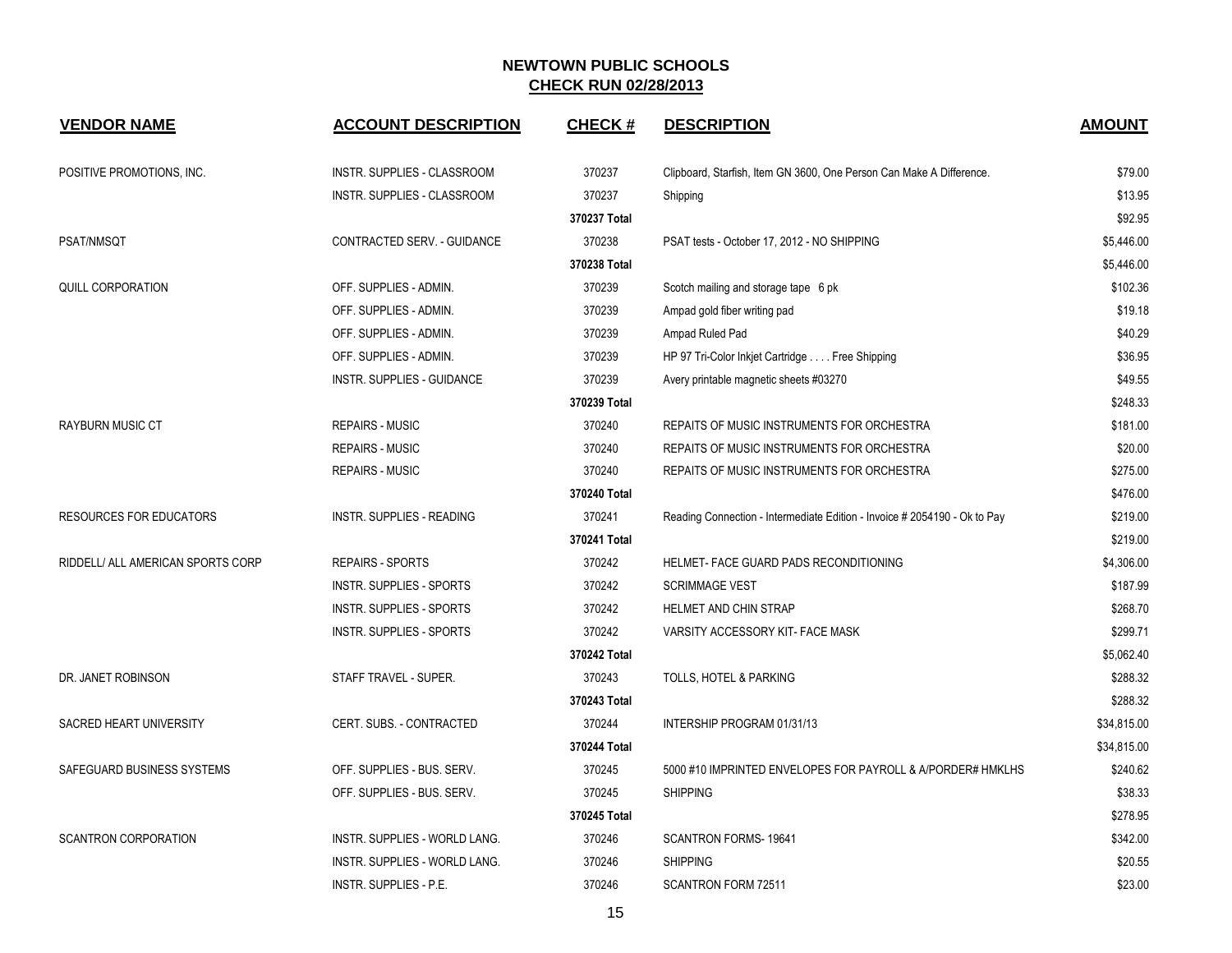# NEWTOWN PUBLIC SCHOOLS

## CHECK RUN 02/28/2013

| VENDOR NAME | ACCOUNT DESCRIPTION | CHECK # | DESCRIPTION | AMOUNT |
|---|---|---|---|---|
| POSITIVE PROMOTIONS, INC. | INSTR. SUPPLIES - CLASSROOM | 370237 | Clipboard, Starfish, Item GN 3600, One Person Can Make A Difference. | $79.00 |
| | INSTR. SUPPLIES - CLASSROOM | 370237 | Shipping | $13.95 |
| | | **370237 Total** | | $92.95 |
| PSAT/NMSQT | CONTRACTED SERV. - GUIDANCE | 370238 | PSAT tests - October 17, 2012 - NO SHIPPING | $5,446.00 |
| | | **370238 Total** | | $5,446.00 |
| QUILL CORPORATION | OFF. SUPPLIES - ADMIN. | 370239 | Scotch mailing and storage tape 6 pk | $102.36 |
| | OFF. SUPPLIES - ADMIN. | 370239 | Ampad gold fiber writing pad | $19.18 |
| | OFF. SUPPLIES - ADMIN. | 370239 | Ampad Ruled Pad | $40.29 |
| | OFF. SUPPLIES - ADMIN. | 370239 | HP 97 Tri-Color Inkjet Cartridge . . . . Free Shipping | $36.95 |
| | INSTR. SUPPLIES - GUIDANCE | 370239 | Avery printable magnetic sheets #03270 | $49.55 |
| | | **370239 Total** | | $248.33 |
| RAYBURN MUSIC CT | REPAIRS - MUSIC | 370240 | REPAITS OF MUSIC INSTRUMENTS FOR ORCHESTRA | $181.00 |
| | REPAIRS - MUSIC | 370240 | REPAITS OF MUSIC INSTRUMENTS FOR ORCHESTRA | $20.00 |
| | REPAIRS - MUSIC | 370240 | REPAITS OF MUSIC INSTRUMENTS FOR ORCHESTRA | $275.00 |
| | | **370240 Total** | | $476.00 |
| RESOURCES FOR EDUCATORS | INSTR. SUPPLIES - READING | 370241 | Reading Connection - Intermediate Edition - Invoice # 2054190 - Ok to Pay | $219.00 |
| | | **370241 Total** | | $219.00 |
| RIDDELL/ ALL AMERICAN SPORTS CORP | REPAIRS - SPORTS | 370242 | HELMET- FACE GUARD PADS RECONDITIONING | $4,306.00 |
| | INSTR. SUPPLIES - SPORTS | 370242 | SCRIMMAGE VEST | $187.99 |
| | INSTR. SUPPLIES - SPORTS | 370242 | HELMET AND CHIN STRAP | $268.70 |
| | INSTR. SUPPLIES - SPORTS | 370242 | VARSITY ACCESSORY KIT- FACE MASK | $299.71 |
| | | **370242 Total** | | $5,062.40 |
| DR. JANET ROBINSON | STAFF TRAVEL - SUPER. | 370243 | TOLLS, HOTEL & PARKING | $288.32 |
| | | **370243 Total** | | $288.32 |
| SACRED HEART UNIVERSITY | CERT. SUBS. - CONTRACTED | 370244 | INTERSHIP PROGRAM 01/31/13 | $34,815.00 |
| | | **370244 Total** | | $34,815.00 |
| SAFEGUARD BUSINESS SYSTEMS | OFF. SUPPLIES - BUS. SERV. | 370245 | 5000 #10 IMPRINTED ENVELOPES FOR PAYROLL & A/PORDER# HMKLHS | $240.62 |
| | OFF. SUPPLIES - BUS. SERV. | 370245 | SHIPPING | $38.33 |
| | | **370245 Total** | | $278.95 |
| SCANTRON CORPORATION | INSTR. SUPPLIES - WORLD LANG. | 370246 | SCANTRON FORMS- 19641 | $342.00 |
| | INSTR. SUPPLIES - WORLD LANG. | 370246 | SHIPPING | $20.55 |
| | INSTR. SUPPLIES - P.E. | 370246 | SCANTRON FORM 72511 | $23.00 |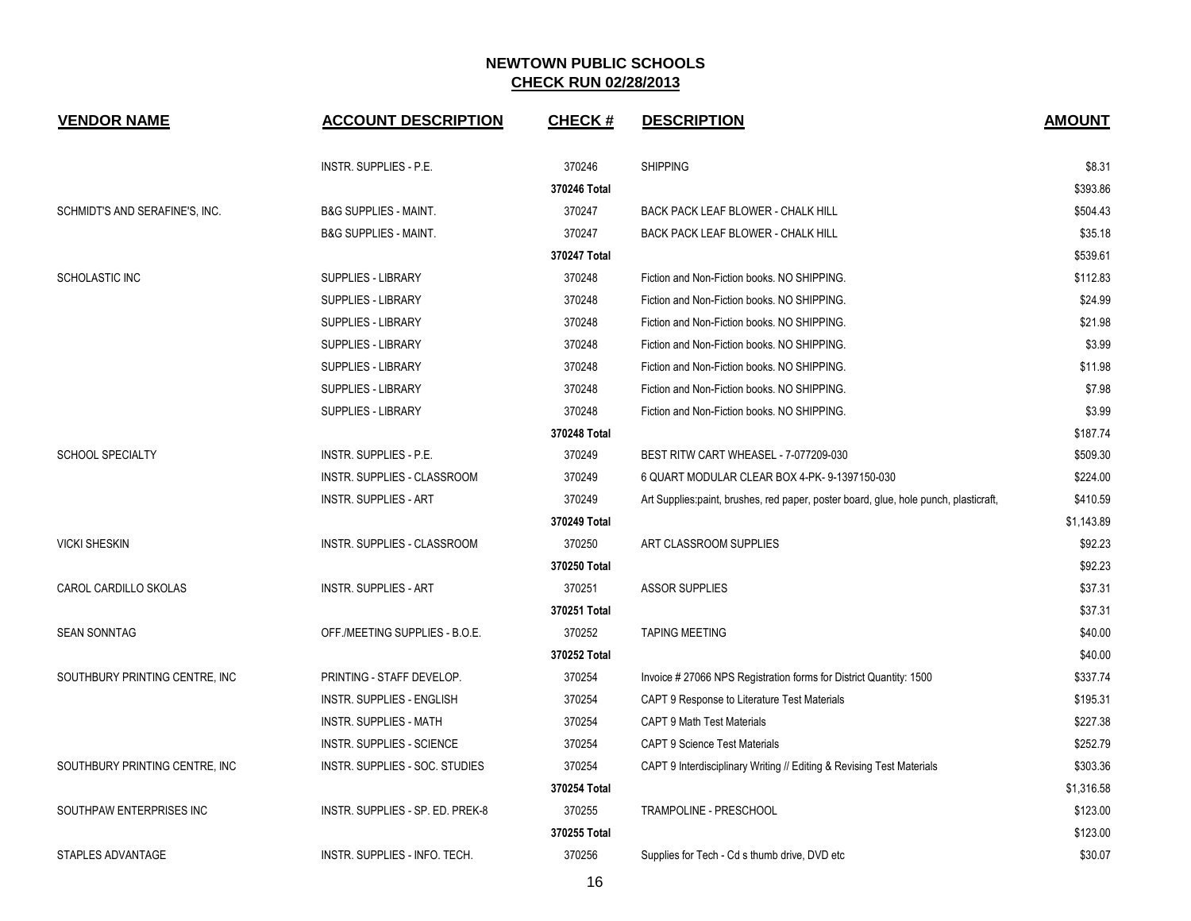**NEWTOWN PUBLIC SCHOOLS**
**CHECK RUN 02/28/2013**

| VENDOR NAME | ACCOUNT DESCRIPTION | CHECK # | DESCRIPTION | AMOUNT |
|---|---|---|---|---|
| | INSTR. SUPPLIES - P.E. | 370246 | SHIPPING | $8.31 |
| | | 370246 Total | | $393.86 |
| SCHMIDT'S AND SERAFINE'S, INC. | B&G SUPPLIES - MAINT. | 370247 | BACK PACK LEAF BLOWER - CHALK HILL | $504.43 |
| | B&G SUPPLIES - MAINT. | 370247 | BACK PACK LEAF BLOWER - CHALK HILL | $35.18 |
| | | 370247 Total | | $539.61 |
| SCHOLASTIC INC | SUPPLIES - LIBRARY | 370248 | Fiction and Non-Fiction books. NO SHIPPING. | $112.83 |
| | SUPPLIES - LIBRARY | 370248 | Fiction and Non-Fiction books. NO SHIPPING. | $24.99 |
| | SUPPLIES - LIBRARY | 370248 | Fiction and Non-Fiction books. NO SHIPPING. | $21.98 |
| | SUPPLIES - LIBRARY | 370248 | Fiction and Non-Fiction books. NO SHIPPING. | $3.99 |
| | SUPPLIES - LIBRARY | 370248 | Fiction and Non-Fiction books. NO SHIPPING. | $11.98 |
| | SUPPLIES - LIBRARY | 370248 | Fiction and Non-Fiction books. NO SHIPPING. | $7.98 |
| | SUPPLIES - LIBRARY | 370248 | Fiction and Non-Fiction books. NO SHIPPING. | $3.99 |
| | | 370248 Total | | $187.74 |
| SCHOOL SPECIALTY | INSTR. SUPPLIES - P.E. | 370249 | BEST RITW CART WHEASEL - 7-077209-030 | $509.30 |
| | INSTR. SUPPLIES - CLASSROOM | 370249 | 6 QUART MODULAR CLEAR BOX 4-PK- 9-1397150-030 | $224.00 |
| | INSTR. SUPPLIES - ART | 370249 | Art Supplies:paint, brushes, red paper, poster board, glue, hole punch, plasticraft, | $410.59 |
| | | 370249 Total | | $1,143.89 |
| VICKI SHESKIN | INSTR. SUPPLIES - CLASSROOM | 370250 | ART CLASSROOM SUPPLIES | $92.23 |
| | | 370250 Total | | $92.23 |
| CAROL CARDILLO SKOLAS | INSTR. SUPPLIES - ART | 370251 | ASSOR SUPPLIES | $37.31 |
| | | 370251 Total | | $37.31 |
| SEAN SONNTAG | OFF./MEETING SUPPLIES - B.O.E. | 370252 | TAPING MEETING | $40.00 |
| | | 370252 Total | | $40.00 |
| SOUTHBURY PRINTING CENTRE, INC | PRINTING - STAFF DEVELOP. | 370254 | Invoice # 27066 NPS Registration forms for District Quantity: 1500 | $337.74 |
| | INSTR. SUPPLIES - ENGLISH | 370254 | CAPT 9 Response to Literature Test Materials | $195.31 |
| | INSTR. SUPPLIES - MATH | 370254 | CAPT 9 Math Test Materials | $227.38 |
| | INSTR. SUPPLIES - SCIENCE | 370254 | CAPT 9 Science Test Materials | $252.79 |
| SOUTHBURY PRINTING CENTRE, INC | INSTR. SUPPLIES - SOC. STUDIES | 370254 | CAPT 9 Interdisciplinary Writing // Editing & Revising Test Materials | $303.36 |
| | | 370254 Total | | $1,316.58 |
| SOUTHPAW ENTERPRISES INC | INSTR. SUPPLIES - SP. ED. PREK-8 | 370255 | TRAMPOLINE - PRESCHOOL | $123.00 |
| | | 370255 Total | | $123.00 |
| STAPLES ADVANTAGE | INSTR. SUPPLIES - INFO. TECH. | 370256 | Supplies for Tech - Cd s thumb drive, DVD etc | $30.07 |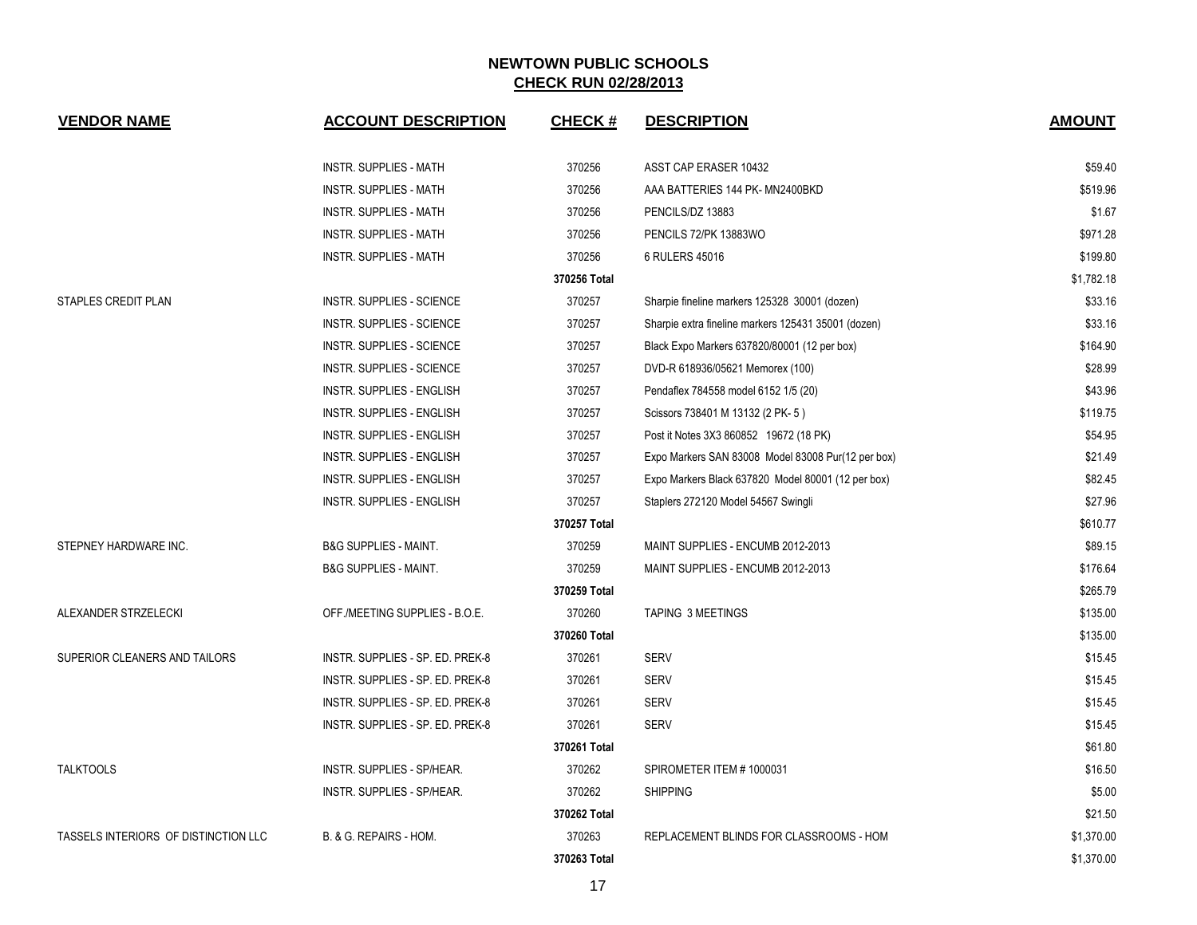# NEWTOWN PUBLIC SCHOOLS

## CHECK RUN 02/28/2013

| VENDOR NAME | ACCOUNT DESCRIPTION | CHECK # | DESCRIPTION | AMOUNT |
|---|---|---|---|---|
| | INSTR. SUPPLIES - MATH | 370256 | ASST CAP ERASER 10432 | $59.40 |
| | INSTR. SUPPLIES - MATH | 370256 | AAA BATTERIES 144 PK- MN2400BKD | $519.96 |
| | INSTR. SUPPLIES - MATH | 370256 | PENCILS/DZ 13883 | $1.67 |
| | INSTR. SUPPLIES - MATH | 370256 | PENCILS 72/PK 13883WO | $971.28 |
| | INSTR. SUPPLIES - MATH | 370256 | 6 RULERS 45016 | $199.80 |
| | | 370256 Total | | $1,782.18 |
| STAPLES CREDIT PLAN | INSTR. SUPPLIES - SCIENCE | 370257 | Sharpie fineline markers 125328 30001 (dozen) | $33.16 |
| | INSTR. SUPPLIES - SCIENCE | 370257 | Sharpie extra fineline markers 125431 35001 (dozen) | $33.16 |
| | INSTR. SUPPLIES - SCIENCE | 370257 | Black Expo Markers 637820/80001 (12 per box) | $164.90 |
| | INSTR. SUPPLIES - SCIENCE | 370257 | DVD-R 618936/05621 Memorex (100) | $28.99 |
| | INSTR. SUPPLIES - ENGLISH | 370257 | Pendaflex 784558 model 6152 1/5 (20) | $43.96 |
| | INSTR. SUPPLIES - ENGLISH | 370257 | Scissors 738401 M 13132 (2 PK- 5 ) | $119.75 |
| | INSTR. SUPPLIES - ENGLISH | 370257 | Post it Notes 3X3 860852 19672 (18 PK) | $54.95 |
| | INSTR. SUPPLIES - ENGLISH | 370257 | Expo Markers SAN 83008 Model 83008 Pur(12 per box) | $21.49 |
| | INSTR. SUPPLIES - ENGLISH | 370257 | Expo Markers Black 637820 Model 80001 (12 per box) | $82.45 |
| | INSTR. SUPPLIES - ENGLISH | 370257 | Staplers 272120 Model 54567 Swingli | $27.96 |
| | | 370257 Total | | $610.77 |
| STEPNEY HARDWARE INC. | B&G SUPPLIES - MAINT. | 370259 | MAINT SUPPLIES - ENCUMB 2012-2013 | $89.15 |
| | B&G SUPPLIES - MAINT. | 370259 | MAINT SUPPLIES - ENCUMB 2012-2013 | $176.64 |
| | | 370259 Total | | $265.79 |
| ALEXANDER STRZELECKI | OFF./MEETING SUPPLIES - B.O.E. | 370260 | TAPING 3 MEETINGS | $135.00 |
| | | 370260 Total | | $135.00 |
| SUPERIOR CLEANERS AND TAILORS | INSTR. SUPPLIES - SP. ED. PREK-8 | 370261 | SERV | $15.45 |
| | INSTR. SUPPLIES - SP. ED. PREK-8 | 370261 | SERV | $15.45 |
| | INSTR. SUPPLIES - SP. ED. PREK-8 | 370261 | SERV | $15.45 |
| | INSTR. SUPPLIES - SP. ED. PREK-8 | 370261 | SERV | $15.45 |
| | | 370261 Total | | $61.80 |
| TALKTOOLS | INSTR. SUPPLIES - SP/HEAR. | 370262 | SPIROMETER ITEM # 1000031 | $16.50 |
| | INSTR. SUPPLIES - SP/HEAR. | 370262 | SHIPPING | $5.00 |
| | | 370262 Total | | $21.50 |
| TASSELS INTERIORS OF DISTINCTION LLC | B. & G. REPAIRS - HOM. | 370263 | REPLACEMENT BLINDS FOR CLASSROOMS - HOM | $1,370.00 |
| | | 370263 Total | | $1,370.00 |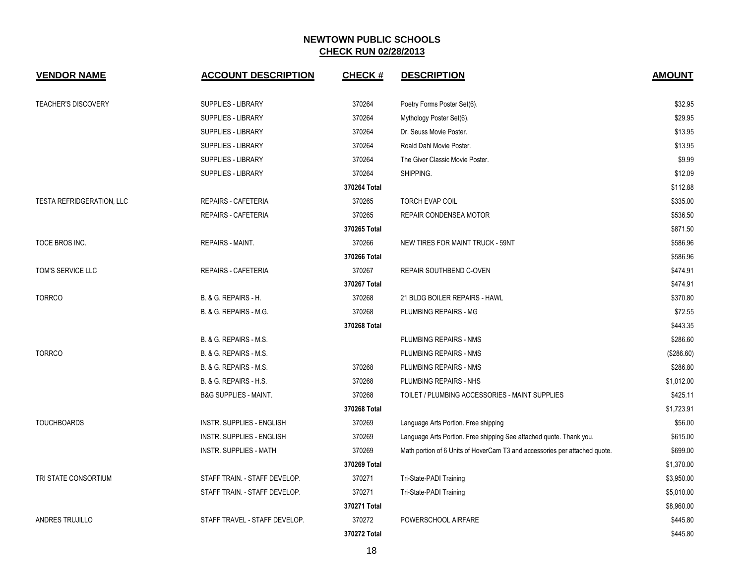# NEWTOWN PUBLIC SCHOOLS

## CHECK RUN 02/28/2013

| VENDOR NAME | ACCOUNT DESCRIPTION | CHECK # | DESCRIPTION | AMOUNT |
|---|---|---|---|---|
| TEACHER'S DISCOVERY | SUPPLIES - LIBRARY | 370264 | Poetry Forms Poster Set(6). | $32.95 |
| | SUPPLIES - LIBRARY | 370264 | Mythology Poster Set(6). | $29.95 |
| | SUPPLIES - LIBRARY | 370264 | Dr. Seuss Movie Poster. | $13.95 |
| | SUPPLIES - LIBRARY | 370264 | Roald Dahl Movie Poster. | $13.95 |
| | SUPPLIES - LIBRARY | 370264 | The Giver Classic Movie Poster. | $9.99 |
| | SUPPLIES - LIBRARY | 370264 | SHIPPING. | $12.09 |
| | | **370264 Total** | | $112.88 |
| TESTA REFRIDGERATION, LLC | REPAIRS - CAFETERIA | 370265 | TORCH EVAP COIL | $335.00 |
| | REPAIRS - CAFETERIA | 370265 | REPAIR CONDENSEA MOTOR | $536.50 |
| | | **370265 Total** | | $871.50 |
| TOCE BROS INC. | REPAIRS - MAINT. | 370266 | NEW TIRES FOR MAINT TRUCK - 59NT | $586.96 |
| | | **370266 Total** | | $586.96 |
| TOM'S SERVICE LLC | REPAIRS - CAFETERIA | 370267 | REPAIR SOUTHBEND C-OVEN | $474.91 |
| | | **370267 Total** | | $474.91 |
| TORRCO | B. & G. REPAIRS - H. | 370268 | 21 BLDG BOILER REPAIRS - HAWL | $370.80 |
| | B. & G. REPAIRS - M.G. | 370268 | PLUMBING REPAIRS - MG | $72.55 |
| | | **370268 Total** | | $443.35 |
| | B. & G. REPAIRS - M.S. | | PLUMBING REPAIRS - NMS | $286.60 |
| TORRCO | B. & G. REPAIRS - M.S. | | PLUMBING REPAIRS - NMS | ($286.60) |
| | B. & G. REPAIRS - M.S. | 370268 | PLUMBING REPAIRS - NMS | $286.80 |
| | B. & G. REPAIRS - H.S. | 370268 | PLUMBING REPAIRS - NHS | $1,012.00 |
| | B&G SUPPLIES - MAINT. | 370268 | TOILET / PLUMBING ACCESSORIES - MAINT SUPPLIES | $425.11 |
| | | **370268 Total** | | $1,723.91 |
| TOUCHBOARDS | INSTR. SUPPLIES - ENGLISH | 370269 | Language Arts Portion. Free shipping | $56.00 |
| | INSTR. SUPPLIES - ENGLISH | 370269 | Language Arts Portion. Free shipping See attached quote. Thank you. | $615.00 |
| | INSTR. SUPPLIES - MATH | 370269 | Math portion of 6 Units of HoverCam T3 and accessories per attached quote. | $699.00 |
| | | **370269 Total** | | $1,370.00 |
| TRI STATE CONSORTIUM | STAFF TRAIN. - STAFF DEVELOP. | 370271 | Tri-State-PADI Training | $3,950.00 |
| | STAFF TRAIN. - STAFF DEVELOP. | 370271 | Tri-State-PADI Training | $5,010.00 |
| | | **370271 Total** | | $8,960.00 |
| ANDRES TRUJILLO | STAFF TRAVEL - STAFF DEVELOP. | 370272 | POWERSCHOOL AIRFARE | $445.80 |
| | | **370272 Total** | | $445.80 |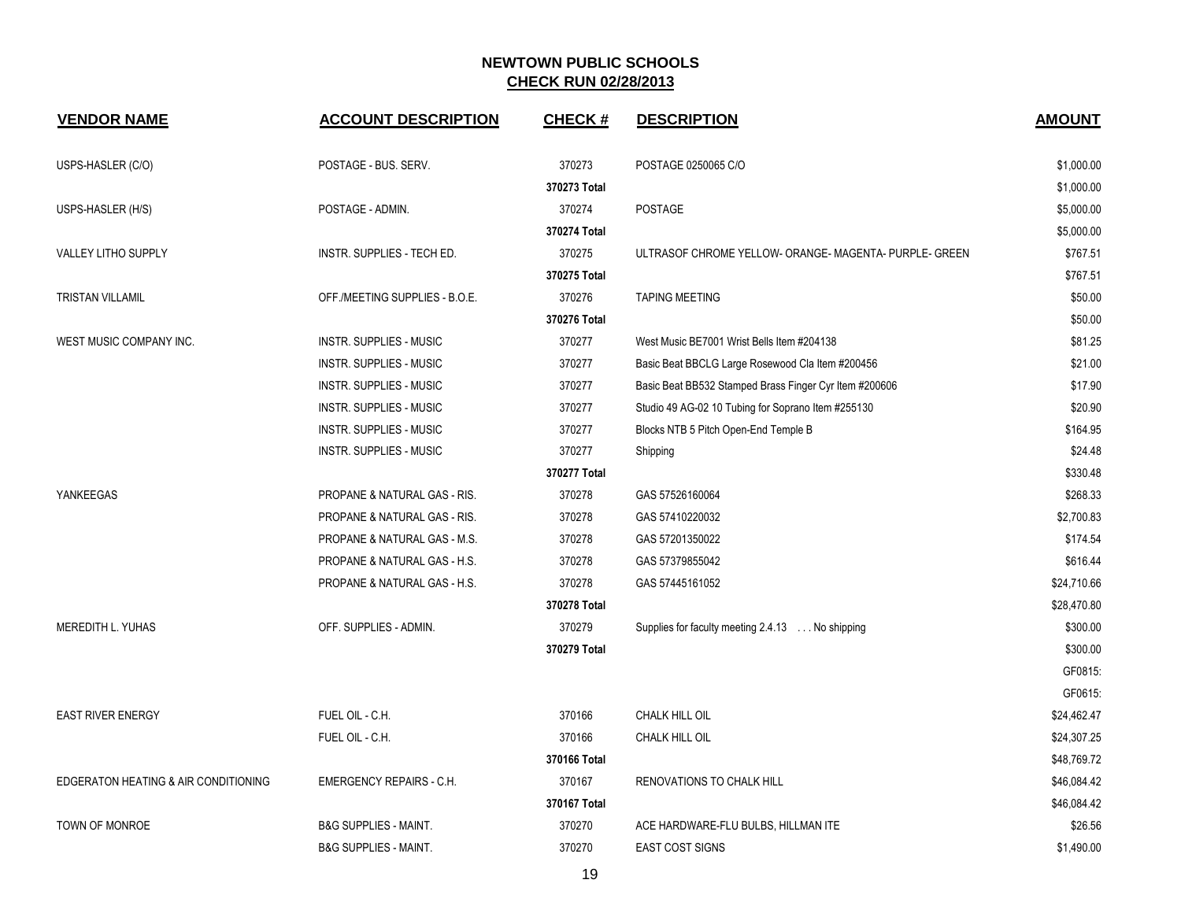## NEWTOWN PUBLIC SCHOOLS
## CHECK RUN 02/28/2013

| VENDOR NAME | ACCOUNT DESCRIPTION | CHECK # | DESCRIPTION | AMOUNT |
|---|---|---|---|---|
| USPS-HASLER (C/O) | POSTAGE - BUS. SERV. | 370273 | POSTAGE 0250065 C/O | $1,000.00 |
| | | **370273 Total** | | $1,000.00 |
| USPS-HASLER (H/S) | POSTAGE - ADMIN. | 370274 | POSTAGE | $5,000.00 |
| | | **370274 Total** | | $5,000.00 |
| VALLEY LITHO SUPPLY | INSTR. SUPPLIES - TECH ED. | 370275 | ULTRASOF CHROME YELLOW- ORANGE- MAGENTA- PURPLE- GREEN | $767.51 |
| | | **370275 Total** | | $767.51 |
| TRISTAN VILLAMIL | OFF./MEETING SUPPLIES - B.O.E. | 370276 | TAPING MEETING | $50.00 |
| | | **370276 Total** | | $50.00 |
| WEST MUSIC COMPANY INC. | INSTR. SUPPLIES - MUSIC | 370277 | West Music BE7001 Wrist Bells Item #204138 | $81.25 |
| | INSTR. SUPPLIES - MUSIC | 370277 | Basic Beat BBCLG Large Rosewood Cla Item #200456 | $21.00 |
| | INSTR. SUPPLIES - MUSIC | 370277 | Basic Beat BB532 Stamped Brass Finger Cyr Item #200606 | $17.90 |
| | INSTR. SUPPLIES - MUSIC | 370277 | Studio 49 AG-02 10 Tubing for Soprano Item #255130 | $20.90 |
| | INSTR. SUPPLIES - MUSIC | 370277 | Blocks NTB 5 Pitch Open-End Temple B | $164.95 |
| | INSTR. SUPPLIES - MUSIC | 370277 | Shipping | $24.48 |
| | | **370277 Total** | | $330.48 |
| YANKEEGAS | PROPANE & NATURAL GAS - RIS. | 370278 | GAS 57526160064 | $268.33 |
| | PROPANE & NATURAL GAS - RIS. | 370278 | GAS 57410220032 | $2,700.83 |
| | PROPANE & NATURAL GAS - M.S. | 370278 | GAS 57201350022 | $174.54 |
| | PROPANE & NATURAL GAS - H.S. | 370278 | GAS 57379855042 | $616.44 |
| | PROPANE & NATURAL GAS - H.S. | 370278 | GAS 57445161052 | $24,710.66 |
| | | **370278 Total** | | $28,470.80 |
| MEREDITH L. YUHAS | OFF. SUPPLIES - ADMIN. | 370279 | Supplies for faculty meeting 2.4.13 . . . No shipping | $300.00 |
| | | **370279 Total** | | $300.00 |
| | | | | GF0815: |
| | | | | GF0615: |
| EAST RIVER ENERGY | FUEL OIL - C.H. | 370166 | CHALK HILL OIL | $24,462.47 |
| | FUEL OIL - C.H. | 370166 | CHALK HILL OIL | $24,307.25 |
| | | **370166 Total** | | $48,769.72 |
| EDGERATON HEATING & AIR CONDITIONING | EMERGENCY REPAIRS - C.H. | 370167 | RENOVATIONS TO CHALK HILL | $46,084.42 |
| | | **370167 Total** | | $46,084.42 |
| TOWN OF MONROE | B&G SUPPLIES - MAINT. | 370270 | ACE HARDWARE-FLU BULBS, HILLMAN ITE | $26.56 |
| | B&G SUPPLIES - MAINT. | 370270 | EAST COST SIGNS | $1,490.00 |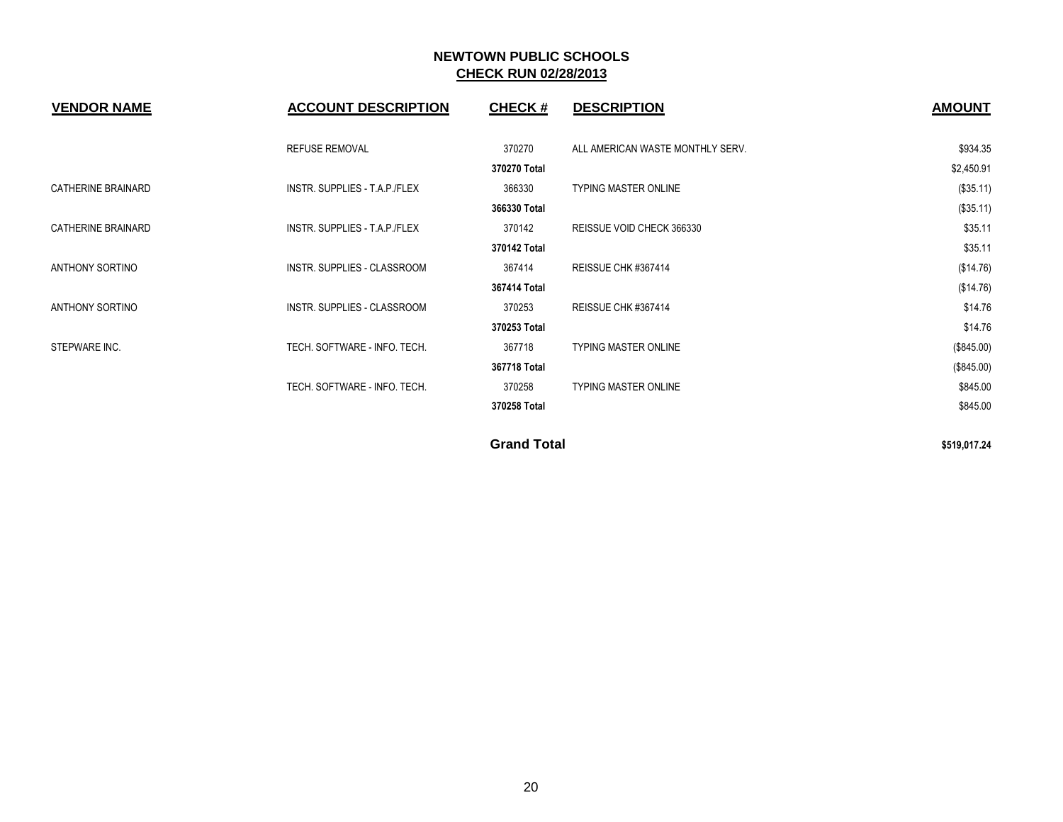## NEWTOWN PUBLIC SCHOOLS
## CHECK RUN 02/28/2013

| VENDOR NAME | ACCOUNT DESCRIPTION | CHECK # | DESCRIPTION | AMOUNT |
|---|---|---|---|---|
| | REFUSE REMOVAL | 370270 | ALL AMERICAN WASTE MONTHLY SERV. | $934.35 |
| | | **370270 Total** | | $2,450.91 |
| CATHERINE BRAINARD | INSTR. SUPPLIES - T.A.P./FLEX | 366330 | TYPING MASTER ONLINE | ($35.11) |
| | | **366330 Total** | | ($35.11) |
| CATHERINE BRAINARD | INSTR. SUPPLIES - T.A.P./FLEX | 370142 | REISSUE VOID CHECK 366330 | $35.11 |
| | | **370142 Total** | | $35.11 |
| ANTHONY SORTINO | INSTR. SUPPLIES - CLASSROOM | 367414 | REISSUE CHK #367414 | ($14.76) |
| | | **367414 Total** | | ($14.76) |
| ANTHONY SORTINO | INSTR. SUPPLIES - CLASSROOM | 370253 | REISSUE CHK #367414 | $14.76 |
| | | **370253 Total** | | $14.76 |
| STEPWARE INC. | TECH. SOFTWARE - INFO. TECH. | 367718 | TYPING MASTER ONLINE | ($845.00) |
| | | **367718 Total** | | ($845.00) |
| | TECH. SOFTWARE - INFO. TECH. | 370258 | TYPING MASTER ONLINE | $845.00 |
| | | **370258 Total** | | $845.00 |
| | | **Grand Total** | | **$519,017.24** |